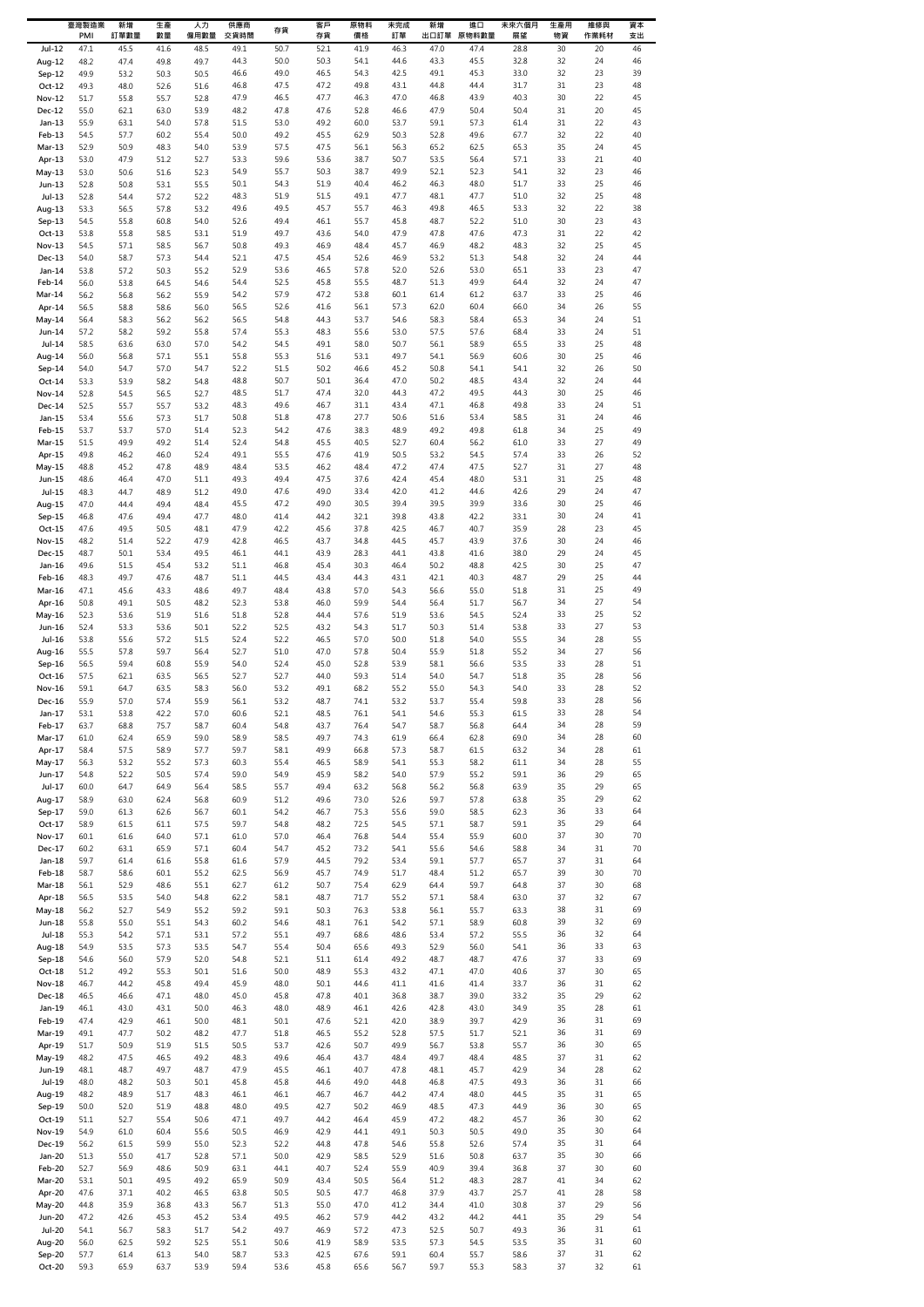| | 臺灣製造業 PMI | 新增訂單數量 | 生產數量 | 人力僱用數量 | 供應商交貨時間 | 存貨 | 客戶存貨 | 原物料價格 | 未完成訂單 | 新增出口訂單 | 進口原物料數量 | 未來六個月展望 | 生產用物資 | 維修與作業耗材 | 資本支出 |
|---|---|---|---|---|---|---|---|---|---|---|---|---|---|---|---|
| Jul-12 | 47.1 | 45.5 | 41.6 | 48.5 | 49.1 | 50.7 | 52.1 | 41.9 | 46.3 | 47.0 | 47.4 | 28.8 | 30 | 20 | 46 |
| Aug-12 | 48.2 | 47.4 | 49.8 | 49.7 | 44.3 | 50.0 | 50.3 | 54.1 | 44.6 | 43.3 | 45.5 | 32.8 | 32 | 24 | 46 |
| Sep-12 | 49.9 | 53.2 | 50.3 | 50.5 | 46.6 | 49.0 | 46.5 | 54.3 | 42.5 | 49.1 | 45.3 | 33.0 | 32 | 23 | 39 |
| Oct-12 | 49.3 | 48.0 | 52.6 | 51.6 | 46.8 | 47.5 | 47.2 | 49.8 | 43.1 | 44.8 | 44.4 | 31.7 | 31 | 23 | 48 |
| Nov-12 | 51.7 | 55.8 | 55.7 | 52.8 | 47.9 | 46.5 | 47.7 | 46.3 | 47.0 | 46.8 | 43.9 | 40.3 | 30 | 22 | 45 |
| Dec-12 | 55.0 | 62.1 | 63.0 | 53.9 | 48.2 | 47.8 | 47.6 | 52.8 | 46.6 | 47.9 | 50.4 | 50.4 | 31 | 20 | 45 |
| Jan-13 | 55.9 | 63.1 | 54.0 | 57.8 | 51.5 | 53.0 | 49.2 | 60.0 | 53.7 | 59.1 | 57.3 | 61.4 | 31 | 22 | 43 |
| Feb-13 | 54.5 | 57.7 | 60.2 | 55.4 | 50.0 | 49.2 | 45.5 | 62.9 | 50.3 | 52.8 | 49.6 | 67.7 | 32 | 22 | 40 |
| Mar-13 | 52.9 | 50.9 | 48.3 | 54.0 | 53.9 | 57.5 | 47.5 | 56.1 | 56.3 | 65.2 | 62.5 | 65.3 | 35 | 24 | 45 |
| Apr-13 | 53.0 | 47.9 | 51.2 | 52.7 | 53.3 | 59.6 | 53.6 | 38.7 | 50.7 | 53.5 | 56.4 | 57.1 | 33 | 21 | 40 |
| May-13 | 53.0 | 50.6 | 51.6 | 52.3 | 54.9 | 55.7 | 50.3 | 38.7 | 49.9 | 52.1 | 52.3 | 54.1 | 32 | 23 | 46 |
| Jun-13 | 52.8 | 50.8 | 53.1 | 55.5 | 50.1 | 54.3 | 51.9 | 40.4 | 46.2 | 46.3 | 48.0 | 51.7 | 33 | 25 | 46 |
| Jul-13 | 52.8 | 54.4 | 57.2 | 52.2 | 48.3 | 51.9 | 51.5 | 49.1 | 47.7 | 48.1 | 47.7 | 51.0 | 32 | 25 | 48 |
| Aug-13 | 53.3 | 56.5 | 57.8 | 53.2 | 49.6 | 49.5 | 45.7 | 55.7 | 46.3 | 49.8 | 46.5 | 53.3 | 32 | 22 | 38 |
| Sep-13 | 54.5 | 55.8 | 60.8 | 54.0 | 52.6 | 49.4 | 46.1 | 55.7 | 45.8 | 48.7 | 52.2 | 51.0 | 30 | 23 | 43 |
| Oct-13 | 53.8 | 55.8 | 58.5 | 53.1 | 51.9 | 49.7 | 43.6 | 54.0 | 47.9 | 47.8 | 47.6 | 47.3 | 31 | 22 | 42 |
| Nov-13 | 54.5 | 57.1 | 58.5 | 56.7 | 50.8 | 49.3 | 46.9 | 48.4 | 45.7 | 46.9 | 48.2 | 48.3 | 32 | 25 | 45 |
| Dec-13 | 54.0 | 58.7 | 57.3 | 54.4 | 52.1 | 47.5 | 45.4 | 52.6 | 46.9 | 53.2 | 51.3 | 54.8 | 32 | 24 | 44 |
| Jan-14 | 53.8 | 57.2 | 50.3 | 55.2 | 52.9 | 53.6 | 46.5 | 57.8 | 52.0 | 52.6 | 53.0 | 65.1 | 33 | 23 | 47 |
| Feb-14 | 56.0 | 53.8 | 64.5 | 54.6 | 54.4 | 52.5 | 45.8 | 55.5 | 48.7 | 51.3 | 49.9 | 64.4 | 32 | 24 | 47 |
| Mar-14 | 56.2 | 56.8 | 56.2 | 55.9 | 54.2 | 57.9 | 47.2 | 53.8 | 60.1 | 61.4 | 61.2 | 63.7 | 33 | 25 | 46 |
| Apr-14 | 56.5 | 58.8 | 58.6 | 56.0 | 56.5 | 52.6 | 41.6 | 56.1 | 57.3 | 62.0 | 60.4 | 66.0 | 34 | 26 | 55 |
| May-14 | 56.4 | 58.3 | 56.2 | 56.2 | 56.5 | 54.8 | 44.3 | 53.7 | 54.6 | 58.3 | 58.4 | 65.3 | 34 | 24 | 51 |
| Jun-14 | 57.2 | 58.2 | 59.2 | 55.8 | 57.4 | 55.3 | 48.3 | 55.6 | 53.0 | 57.5 | 57.6 | 68.4 | 33 | 24 | 51 |
| Jul-14 | 58.5 | 63.6 | 63.0 | 57.0 | 54.2 | 54.5 | 49.1 | 58.0 | 50.7 | 56.1 | 58.9 | 65.5 | 33 | 25 | 48 |
| Aug-14 | 56.0 | 56.8 | 57.1 | 55.1 | 55.8 | 55.3 | 51.6 | 53.1 | 49.7 | 54.1 | 56.9 | 60.6 | 30 | 25 | 46 |
| Sep-14 | 54.0 | 54.7 | 57.0 | 54.7 | 52.2 | 51.5 | 50.2 | 46.6 | 45.2 | 50.8 | 54.1 | 54.1 | 32 | 26 | 50 |
| Oct-14 | 53.3 | 53.9 | 58.2 | 54.8 | 48.8 | 50.7 | 50.1 | 36.4 | 47.0 | 50.2 | 48.5 | 43.4 | 32 | 24 | 44 |
| Nov-14 | 52.8 | 54.5 | 56.5 | 52.7 | 48.5 | 51.7 | 47.4 | 32.0 | 44.3 | 47.2 | 49.5 | 44.3 | 30 | 25 | 46 |
| Dec-14 | 52.5 | 55.7 | 55.7 | 53.2 | 48.3 | 49.6 | 46.7 | 31.1 | 43.4 | 47.1 | 46.8 | 49.8 | 33 | 24 | 51 |
| Jan-15 | 53.4 | 55.6 | 57.3 | 51.7 | 50.8 | 51.8 | 47.8 | 27.7 | 50.6 | 51.6 | 53.4 | 58.5 | 31 | 24 | 46 |
| Feb-15 | 53.7 | 53.7 | 57.0 | 51.4 | 52.3 | 54.2 | 47.6 | 38.3 | 48.9 | 49.2 | 49.8 | 61.8 | 34 | 25 | 49 |
| Mar-15 | 51.5 | 49.9 | 49.2 | 51.4 | 52.4 | 54.8 | 45.5 | 40.5 | 52.7 | 60.4 | 56.2 | 61.0 | 33 | 27 | 49 |
| Apr-15 | 49.8 | 46.2 | 46.0 | 52.4 | 49.1 | 55.5 | 47.6 | 41.9 | 50.5 | 53.2 | 54.5 | 57.4 | 33 | 26 | 52 |
| May-15 | 48.8 | 45.2 | 47.8 | 48.9 | 48.4 | 53.5 | 46.2 | 48.4 | 47.2 | 47.4 | 47.5 | 52.7 | 31 | 27 | 48 |
| Jun-15 | 48.6 | 46.4 | 47.0 | 51.1 | 49.3 | 49.4 | 47.5 | 37.6 | 42.4 | 45.4 | 48.0 | 53.1 | 31 | 25 | 48 |
| Jul-15 | 48.3 | 44.7 | 48.9 | 51.2 | 49.0 | 47.6 | 49.0 | 33.4 | 42.0 | 41.2 | 44.6 | 42.6 | 29 | 24 | 47 |
| Aug-15 | 47.0 | 44.4 | 49.4 | 48.4 | 45.5 | 47.2 | 49.0 | 30.5 | 39.4 | 39.5 | 39.9 | 33.6 | 30 | 25 | 46 |
| Sep-15 | 46.8 | 47.6 | 49.4 | 47.7 | 48.0 | 41.4 | 44.2 | 32.1 | 39.8 | 43.8 | 42.2 | 33.1 | 30 | 24 | 41 |
| Oct-15 | 47.6 | 49.5 | 50.5 | 48.1 | 47.9 | 42.2 | 45.6 | 37.8 | 42.5 | 46.7 | 40.7 | 35.9 | 28 | 23 | 45 |
| Nov-15 | 48.2 | 51.4 | 52.2 | 47.9 | 42.8 | 46.5 | 43.7 | 34.8 | 44.5 | 45.7 | 43.9 | 37.6 | 30 | 24 | 46 |
| Dec-15 | 48.7 | 50.1 | 53.4 | 49.5 | 46.1 | 44.1 | 43.9 | 28.3 | 44.1 | 43.8 | 41.6 | 38.0 | 29 | 24 | 45 |
| Jan-16 | 49.6 | 51.5 | 45.4 | 53.2 | 51.1 | 46.8 | 45.4 | 30.3 | 46.4 | 50.2 | 48.8 | 42.5 | 30 | 25 | 47 |
| Feb-16 | 48.3 | 49.7 | 47.6 | 48.7 | 51.1 | 44.5 | 43.4 | 44.3 | 43.1 | 42.1 | 40.3 | 48.7 | 29 | 25 | 44 |
| Mar-16 | 47.1 | 45.6 | 43.3 | 48.6 | 49.7 | 48.4 | 43.8 | 57.0 | 54.3 | 56.6 | 55.0 | 51.8 | 31 | 25 | 49 |
| Apr-16 | 50.8 | 49.1 | 50.5 | 48.2 | 52.3 | 53.8 | 46.0 | 59.9 | 54.4 | 56.4 | 51.7 | 56.7 | 34 | 27 | 54 |
| May-16 | 52.3 | 53.6 | 51.9 | 51.6 | 51.8 | 52.8 | 44.4 | 57.6 | 51.9 | 53.6 | 54.5 | 52.4 | 33 | 25 | 52 |
| Jun-16 | 52.4 | 53.3 | 53.6 | 50.1 | 52.2 | 52.5 | 43.2 | 54.3 | 51.7 | 50.3 | 51.4 | 53.8 | 33 | 27 | 53 |
| Jul-16 | 53.8 | 55.6 | 57.2 | 51.5 | 52.4 | 52.2 | 46.5 | 57.0 | 50.0 | 51.8 | 54.0 | 55.5 | 34 | 28 | 55 |
| Aug-16 | 55.5 | 57.8 | 59.7 | 56.4 | 52.7 | 51.0 | 47.0 | 57.8 | 50.4 | 55.9 | 51.8 | 55.2 | 34 | 27 | 56 |
| Sep-16 | 56.5 | 59.4 | 60.8 | 55.9 | 54.0 | 52.4 | 45.0 | 52.8 | 53.9 | 58.1 | 56.6 | 53.5 | 33 | 28 | 51 |
| Oct-16 | 57.5 | 62.1 | 63.5 | 56.5 | 52.7 | 52.7 | 44.0 | 59.3 | 51.4 | 54.0 | 54.7 | 51.8 | 35 | 28 | 56 |
| Nov-16 | 59.1 | 64.7 | 63.5 | 58.3 | 56.0 | 53.2 | 49.1 | 68.2 | 55.2 | 55.0 | 54.3 | 54.0 | 33 | 28 | 52 |
| Dec-16 | 55.9 | 57.0 | 57.4 | 55.9 | 56.1 | 53.2 | 48.7 | 74.1 | 53.2 | 53.7 | 55.4 | 59.8 | 33 | 28 | 56 |
| Jan-17 | 53.1 | 53.8 | 42.2 | 57.0 | 60.6 | 52.1 | 48.5 | 76.1 | 54.1 | 54.6 | 55.3 | 61.5 | 33 | 28 | 54 |
| Feb-17 | 63.7 | 68.8 | 75.7 | 58.7 | 60.4 | 54.8 | 43.7 | 76.4 | 54.7 | 58.7 | 56.8 | 64.4 | 34 | 28 | 59 |
| Mar-17 | 61.0 | 62.4 | 65.9 | 59.0 | 58.9 | 58.5 | 49.7 | 74.3 | 61.9 | 66.4 | 62.8 | 69.0 | 34 | 28 | 60 |
| Apr-17 | 58.4 | 57.5 | 58.9 | 57.7 | 59.7 | 58.1 | 49.9 | 66.8 | 57.3 | 58.7 | 61.5 | 63.2 | 34 | 28 | 61 |
| May-17 | 56.3 | 53.2 | 55.2 | 57.3 | 60.3 | 55.4 | 46.5 | 58.9 | 54.1 | 55.3 | 58.2 | 61.1 | 34 | 28 | 55 |
| Jun-17 | 54.8 | 52.2 | 50.5 | 57.4 | 59.0 | 54.9 | 45.9 | 58.2 | 54.0 | 57.9 | 55.2 | 59.1 | 36 | 29 | 65 |
| Jul-17 | 60.0 | 64.7 | 64.9 | 56.4 | 58.5 | 55.7 | 49.4 | 63.2 | 56.8 | 56.2 | 56.8 | 63.9 | 35 | 29 | 65 |
| Aug-17 | 58.9 | 63.0 | 62.4 | 56.8 | 60.9 | 51.2 | 49.6 | 73.0 | 52.6 | 59.7 | 57.8 | 63.8 | 35 | 29 | 62 |
| Sep-17 | 59.0 | 61.3 | 62.6 | 56.7 | 60.1 | 54.2 | 46.7 | 75.3 | 55.6 | 59.0 | 58.5 | 62.3 | 36 | 33 | 64 |
| Oct-17 | 58.9 | 61.5 | 61.1 | 57.5 | 59.7 | 54.8 | 48.2 | 72.5 | 54.5 | 57.1 | 58.7 | 59.1 | 35 | 29 | 64 |
| Nov-17 | 60.1 | 61.6 | 64.0 | 57.1 | 61.0 | 57.0 | 46.4 | 76.8 | 54.4 | 55.4 | 55.9 | 60.0 | 37 | 30 | 70 |
| Dec-17 | 60.2 | 63.1 | 65.9 | 57.1 | 60.4 | 54.7 | 45.2 | 73.2 | 54.1 | 55.6 | 54.6 | 58.8 | 34 | 31 | 70 |
| Jan-18 | 59.7 | 61.4 | 61.6 | 55.8 | 61.6 | 57.9 | 44.5 | 79.2 | 53.4 | 59.1 | 57.7 | 65.7 | 37 | 31 | 64 |
| Feb-18 | 58.7 | 58.6 | 60.1 | 55.2 | 62.5 | 56.9 | 45.7 | 74.9 | 51.7 | 48.4 | 51.2 | 65.7 | 39 | 30 | 70 |
| Mar-18 | 56.1 | 52.9 | 48.6 | 55.1 | 62.7 | 61.2 | 50.7 | 75.4 | 62.9 | 64.4 | 59.7 | 64.8 | 37 | 30 | 68 |
| Apr-18 | 56.5 | 53.5 | 54.0 | 54.8 | 62.2 | 58.1 | 48.7 | 71.7 | 55.2 | 57.1 | 58.4 | 63.0 | 37 | 32 | 67 |
| May-18 | 56.2 | 52.7 | 54.9 | 55.2 | 59.2 | 59.1 | 50.3 | 76.3 | 53.8 | 56.1 | 55.7 | 63.3 | 38 | 31 | 69 |
| Jun-18 | 55.8 | 55.0 | 55.1 | 54.3 | 60.2 | 54.6 | 48.1 | 76.1 | 54.2 | 57.1 | 58.9 | 60.8 | 39 | 32 | 69 |
| Jul-18 | 55.3 | 54.2 | 57.1 | 53.1 | 57.2 | 55.1 | 49.7 | 68.2 | 48.6 | 53.4 | 57.2 | 55.5 | 36 | 32 | 64 |
| Aug-18 | 54.9 | 53.5 | 57.3 | 53.5 | 54.7 | 55.4 | 50.4 | 65.6 | 49.3 | 52.9 | 56.0 | 54.1 | 36 | 33 | 63 |
| Sep-18 | 54.6 | 56.0 | 57.9 | 52.0 | 54.8 | 52.1 | 51.1 | 61.4 | 49.2 | 48.7 | 48.7 | 47.6 | 37 | 33 | 69 |
| Oct-18 | 51.2 | 49.2 | 55.3 | 50.1 | 51.6 | 50.0 | 48.9 | 55.3 | 43.2 | 47.1 | 47.0 | 40.6 | 37 | 30 | 65 |
| Nov-18 | 46.7 | 44.2 | 45.8 | 49.4 | 45.9 | 48.0 | 50.1 | 44.6 | 41.1 | 41.6 | 41.4 | 33.7 | 36 | 31 | 62 |
| Dec-18 | 46.5 | 46.6 | 47.1 | 48.0 | 45.0 | 45.8 | 47.8 | 40.1 | 36.8 | 38.7 | 39.0 | 33.2 | 35 | 29 | 62 |
| Jan-19 | 46.1 | 43.0 | 43.1 | 50.0 | 46.3 | 48.0 | 48.9 | 46.1 | 42.6 | 42.8 | 43.0 | 34.9 | 35 | 28 | 61 |
| Feb-19 | 47.4 | 42.9 | 46.1 | 50.0 | 48.1 | 50.1 | 47.6 | 52.1 | 42.0 | 38.9 | 39.7 | 42.9 | 36 | 31 | 69 |
| Mar-19 | 49.1 | 47.7 | 50.2 | 48.2 | 47.7 | 51.8 | 46.5 | 55.2 | 52.8 | 57.5 | 51.7 | 52.1 | 36 | 31 | 69 |
| Apr-19 | 51.7 | 50.9 | 51.9 | 51.5 | 50.5 | 53.7 | 42.6 | 50.7 | 49.9 | 56.7 | 53.8 | 55.7 | 36 | 30 | 65 |
| May-19 | 48.2 | 47.5 | 46.5 | 49.2 | 48.3 | 49.6 | 46.4 | 43.7 | 48.4 | 49.7 | 48.4 | 48.5 | 37 | 31 | 62 |
| Jun-19 | 48.1 | 48.7 | 49.7 | 48.7 | 47.9 | 45.5 | 46.1 | 40.7 | 47.8 | 48.1 | 45.7 | 42.9 | 34 | 28 | 62 |
| Jul-19 | 48.0 | 48.2 | 50.3 | 50.1 | 45.8 | 45.8 | 44.6 | 49.0 | 44.8 | 46.8 | 47.5 | 49.3 | 36 | 31 | 66 |
| Aug-19 | 48.2 | 48.9 | 51.7 | 48.3 | 46.1 | 46.1 | 46.7 | 46.7 | 44.2 | 47.4 | 48.0 | 44.5 | 35 | 31 | 65 |
| Sep-19 | 50.0 | 52.0 | 51.9 | 48.8 | 48.0 | 49.5 | 42.7 | 50.2 | 46.9 | 48.5 | 47.3 | 44.9 | 36 | 30 | 65 |
| Oct-19 | 51.1 | 52.7 | 55.4 | 50.6 | 47.1 | 49.7 | 44.2 | 46.4 | 45.9 | 47.2 | 48.2 | 45.7 | 36 | 30 | 62 |
| Nov-19 | 54.9 | 61.0 | 60.4 | 55.6 | 50.5 | 46.9 | 42.9 | 44.1 | 49.1 | 50.3 | 50.5 | 49.0 | 35 | 30 | 64 |
| Dec-19 | 56.2 | 61.5 | 59.9 | 55.0 | 52.3 | 52.2 | 44.8 | 47.8 | 54.6 | 55.8 | 52.6 | 57.4 | 35 | 31 | 64 |
| Jan-20 | 51.3 | 55.0 | 41.7 | 52.8 | 57.1 | 50.0 | 42.9 | 58.5 | 52.9 | 51.6 | 50.8 | 63.7 | 35 | 30 | 66 |
| Feb-20 | 52.7 | 56.9 | 48.6 | 50.9 | 63.1 | 44.1 | 40.7 | 52.4 | 55.9 | 40.9 | 39.4 | 36.8 | 37 | 30 | 60 |
| Mar-20 | 53.1 | 50.1 | 49.5 | 49.2 | 65.9 | 50.9 | 43.4 | 50.5 | 56.4 | 51.2 | 48.3 | 28.7 | 41 | 34 | 62 |
| Apr-20 | 47.6 | 37.1 | 40.2 | 46.5 | 63.8 | 50.5 | 50.5 | 47.7 | 46.8 | 37.9 | 43.7 | 25.7 | 41 | 28 | 58 |
| May-20 | 44.8 | 35.9 | 36.8 | 43.3 | 56.7 | 51.3 | 55.0 | 47.0 | 41.2 | 34.4 | 41.0 | 30.8 | 37 | 29 | 56 |
| Jun-20 | 47.2 | 42.6 | 45.3 | 45.2 | 53.4 | 49.5 | 46.2 | 57.9 | 44.2 | 43.2 | 44.2 | 44.1 | 35 | 29 | 54 |
| Jul-20 | 54.1 | 56.7 | 58.3 | 51.7 | 54.2 | 49.7 | 46.9 | 57.2 | 47.3 | 52.5 | 50.7 | 49.3 | 36 | 31 | 61 |
| Aug-20 | 56.0 | 62.5 | 59.2 | 52.5 | 55.1 | 50.6 | 41.9 | 58.9 | 53.5 | 57.3 | 54.5 | 53.5 | 35 | 31 | 60 |
| Sep-20 | 57.7 | 61.4 | 61.3 | 54.0 | 58.7 | 53.3 | 42.5 | 67.6 | 59.1 | 60.4 | 55.7 | 58.6 | 37 | 31 | 62 |
| Oct-20 | 59.3 | 65.9 | 63.7 | 53.9 | 59.4 | 53.6 | 45.8 | 65.6 | 56.7 | 59.7 | 55.3 | 58.3 | 37 | 32 | 61 |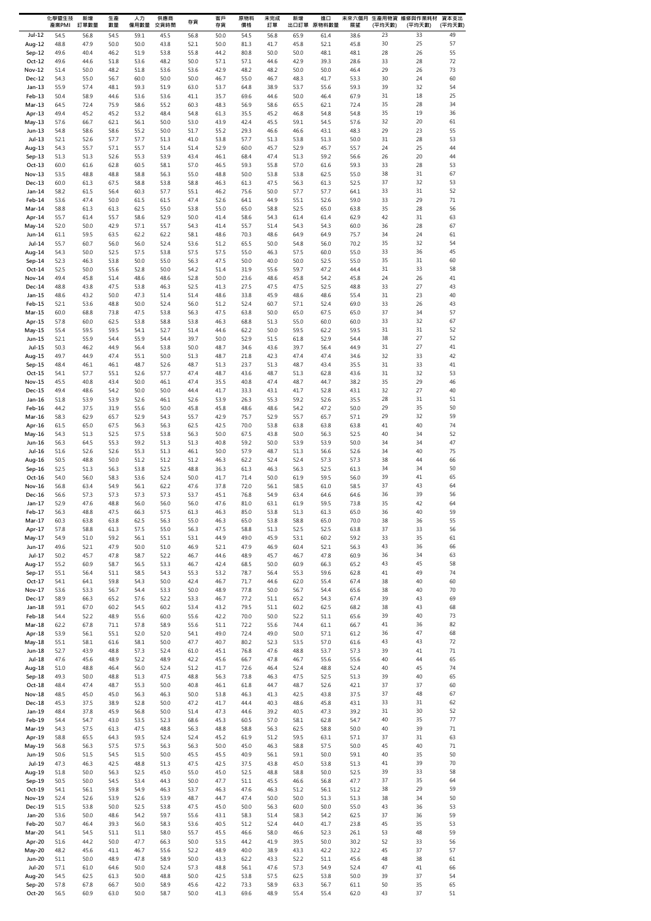| | 化學暨生技產業PMI | 新增訂單數量 | 生產數量 | 人力僱用數量 | 供應商交貨時間 | 存貨 | 客戶存貨 | 原物料價格 | 未完成訂單 | 新增出口訂單 | 進口原物料數量 | 未來六個月展望 | 生產用物資(平均天數) | 維修與作業耗材(平均天數) | 資本支出(平均天數) |
|---|---|---|---|---|---|---|---|---|---|---|---|---|---|---|---|
| Jul-12 | 54.5 | 56.8 | 54.5 | 59.1 | 45.5 | 56.8 | 50.0 | 54.5 | 56.8 | 65.9 | 61.4 | 38.6 | 23 | 33 | 49 |
| Aug-12 | 48.8 | 47.9 | 50.0 | 50.0 | 43.8 | 52.1 | 50.0 | 81.3 | 41.7 | 45.8 | 52.1 | 45.8 | 30 | 25 | 57 |
| Sep-12 | 49.6 | 40.4 | 46.2 | 51.9 | 53.8 | 55.8 | 44.2 | 80.8 | 50.0 | 50.0 | 48.1 | 48.1 | 28 | 26 | 55 |
| Oct-12 | 49.6 | 44.6 | 51.8 | 53.6 | 48.2 | 50.0 | 57.1 | 57.1 | 44.6 | 42.9 | 39.3 | 28.6 | 33 | 28 | 72 |
| Nov-12 | 51.4 | 50.0 | 48.2 | 51.8 | 53.6 | 53.6 | 42.9 | 48.2 | 48.2 | 50.0 | 50.0 | 46.4 | 29 | 26 | 73 |
| Dec-12 | 54.3 | 55.0 | 56.7 | 60.0 | 50.0 | 50.0 | 46.7 | 55.0 | 46.7 | 48.3 | 41.7 | 53.3 | 30 | 24 | 60 |
| Jan-13 | 55.9 | 57.4 | 48.1 | 59.3 | 51.9 | 63.0 | 53.7 | 64.8 | 38.9 | 53.7 | 55.6 | 59.3 | 39 | 32 | 54 |
| Feb-13 | 50.4 | 58.9 | 44.6 | 53.6 | 53.6 | 41.1 | 35.7 | 69.6 | 44.6 | 50.0 | 46.4 | 67.9 | 31 | 18 | 25 |
| Mar-13 | 64.5 | 72.4 | 75.9 | 58.6 | 55.2 | 60.3 | 48.3 | 56.9 | 58.6 | 65.5 | 62.1 | 72.4 | 35 | 28 | 34 |
| Apr-13 | 49.4 | 45.2 | 45.2 | 53.2 | 48.4 | 54.8 | 61.3 | 35.5 | 45.2 | 46.8 | 54.8 | 54.8 | 35 | 19 | 36 |
| May-13 | 57.6 | 66.7 | 62.1 | 56.1 | 50.0 | 53.0 | 43.9 | 42.4 | 45.5 | 59.1 | 54.5 | 57.6 | 32 | 20 | 61 |
| Jun-13 | 54.8 | 58.6 | 58.6 | 55.2 | 50.0 | 51.7 | 55.2 | 29.3 | 46.6 | 46.6 | 43.1 | 48.3 | 29 | 23 | 55 |
| Jul-13 | 52.1 | 52.6 | 57.7 | 57.7 | 51.3 | 41.0 | 53.8 | 57.7 | 51.3 | 53.8 | 51.3 | 50.0 | 31 | 28 | 53 |
| Aug-13 | 54.3 | 55.7 | 57.1 | 55.7 | 51.4 | 51.4 | 52.9 | 60.0 | 45.7 | 52.9 | 45.7 | 55.7 | 24 | 25 | 44 |
| Sep-13 | 51.3 | 51.3 | 52.6 | 55.3 | 53.9 | 43.4 | 46.1 | 68.4 | 47.4 | 51.3 | 59.2 | 56.6 | 26 | 20 | 44 |
| Oct-13 | 60.0 | 61.6 | 62.8 | 60.5 | 58.1 | 57.0 | 46.5 | 59.3 | 55.8 | 57.0 | 61.6 | 59.3 | 33 | 28 | 53 |
| Nov-13 | 53.5 | 48.8 | 48.8 | 58.8 | 56.3 | 55.0 | 48.8 | 50.0 | 53.8 | 53.8 | 62.5 | 55.0 | 38 | 31 | 67 |
| Dec-13 | 60.0 | 61.3 | 67.5 | 58.8 | 53.8 | 58.8 | 46.3 | 61.3 | 47.5 | 56.3 | 61.3 | 52.5 | 37 | 32 | 53 |
| Jan-14 | 58.2 | 61.5 | 56.4 | 60.3 | 57.7 | 55.1 | 46.2 | 75.6 | 50.0 | 57.7 | 57.7 | 64.1 | 33 | 31 | 52 |
| Feb-14 | 53.6 | 47.4 | 50.0 | 61.5 | 61.5 | 47.4 | 52.6 | 64.1 | 44.9 | 55.1 | 52.6 | 59.0 | 33 | 29 | 71 |
| Mar-14 | 58.8 | 61.3 | 61.3 | 62.5 | 55.0 | 53.8 | 55.0 | 65.0 | 58.8 | 52.5 | 65.0 | 63.8 | 35 | 28 | 56 |
| Apr-14 | 55.7 | 61.4 | 55.7 | 58.6 | 52.9 | 50.0 | 41.4 | 58.6 | 54.3 | 61.4 | 61.4 | 62.9 | 42 | 31 | 63 |
| May-14 | 52.0 | 50.0 | 42.9 | 57.1 | 55.7 | 54.3 | 41.4 | 55.7 | 51.4 | 54.3 | 54.3 | 60.0 | 36 | 28 | 67 |
| Jun-14 | 61.1 | 59.5 | 63.5 | 62.2 | 62.2 | 58.1 | 48.6 | 70.3 | 48.6 | 64.9 | 64.9 | 75.7 | 34 | 24 | 61 |
| Jul-14 | 55.7 | 60.7 | 56.0 | 56.0 | 52.4 | 53.6 | 51.2 | 65.5 | 50.0 | 54.8 | 56.0 | 70.2 | 35 | 32 | 54 |
| Aug-14 | 54.3 | 50.0 | 52.5 | 57.5 | 53.8 | 57.5 | 57.5 | 55.0 | 46.3 | 57.5 | 60.0 | 55.0 | 33 | 36 | 45 |
| Sep-14 | 52.3 | 46.3 | 53.8 | 50.0 | 55.0 | 56.3 | 47.5 | 50.0 | 40.0 | 50.0 | 52.5 | 55.0 | 35 | 31 | 60 |
| Oct-14 | 52.5 | 50.0 | 55.6 | 52.8 | 50.0 | 54.2 | 51.4 | 31.9 | 55.6 | 59.7 | 47.2 | 44.4 | 31 | 33 | 58 |
| Nov-14 | 49.4 | 45.8 | 51.4 | 48.6 | 48.6 | 52.8 | 50.0 | 23.6 | 48.6 | 45.8 | 54.2 | 45.8 | 24 | 26 | 41 |
| Dec-14 | 48.8 | 43.8 | 47.5 | 53.8 | 46.3 | 52.5 | 41.3 | 27.5 | 47.5 | 47.5 | 52.5 | 48.8 | 33 | 27 | 43 |
| Jan-15 | 48.6 | 43.2 | 50.0 | 47.3 | 51.4 | 51.4 | 48.6 | 33.8 | 45.9 | 48.6 | 48.6 | 55.4 | 31 | 23 | 40 |
| Feb-15 | 52.1 | 53.6 | 48.8 | 50.0 | 52.4 | 56.0 | 51.2 | 52.4 | 60.7 | 57.1 | 52.4 | 69.0 | 33 | 26 | 43 |
| Mar-15 | 60.0 | 68.8 | 73.8 | 47.5 | 53.8 | 56.3 | 47.5 | 63.8 | 50.0 | 65.0 | 67.5 | 65.0 | 37 | 34 | 57 |
| Apr-15 | 57.8 | 60.0 | 62.5 | 53.8 | 58.8 | 53.8 | 46.3 | 68.8 | 51.3 | 55.0 | 60.0 | 60.0 | 33 | 32 | 67 |
| May-15 | 55.4 | 59.5 | 59.5 | 54.1 | 52.7 | 51.4 | 44.6 | 62.2 | 50.0 | 59.5 | 62.2 | 59.5 | 31 | 31 | 52 |
| Jun-15 | 52.1 | 55.9 | 54.4 | 55.9 | 54.4 | 39.7 | 50.0 | 52.9 | 51.5 | 61.8 | 52.9 | 54.4 | 38 | 27 | 52 |
| Jul-15 | 50.3 | 46.2 | 44.9 | 56.4 | 53.8 | 50.0 | 48.7 | 34.6 | 43.6 | 39.7 | 56.4 | 44.9 | 31 | 27 | 41 |
| Aug-15 | 49.7 | 44.9 | 47.4 | 55.1 | 50.0 | 51.3 | 48.7 | 21.8 | 42.3 | 47.4 | 47.4 | 34.6 | 32 | 33 | 42 |
| Sep-15 | 48.4 | 46.1 | 46.1 | 48.7 | 52.6 | 48.7 | 51.3 | 23.7 | 51.3 | 48.7 | 43.4 | 35.5 | 31 | 33 | 41 |
| Oct-15 | 54.1 | 57.7 | 55.1 | 52.6 | 57.7 | 47.4 | 48.7 | 43.6 | 48.7 | 51.3 | 62.8 | 43.6 | 31 | 32 | 53 |
| Nov-15 | 45.5 | 40.8 | 43.4 | 50.0 | 46.1 | 47.4 | 35.5 | 40.8 | 47.4 | 48.7 | 44.7 | 38.2 | 35 | 29 | 46 |
| Dec-15 | 49.4 | 48.6 | 54.2 | 50.0 | 50.0 | 44.4 | 41.7 | 33.3 | 43.1 | 41.7 | 52.8 | 43.1 | 32 | 27 | 40 |
| Jan-16 | 51.8 | 53.9 | 53.9 | 52.6 | 46.1 | 52.6 | 53.9 | 26.3 | 55.3 | 59.2 | 52.6 | 35.5 | 28 | 31 | 51 |
| Feb-16 | 44.2 | 37.5 | 31.9 | 55.6 | 50.0 | 45.8 | 45.8 | 48.6 | 48.6 | 54.2 | 47.2 | 50.0 | 29 | 35 | 50 |
| Mar-16 | 58.3 | 62.9 | 65.7 | 52.9 | 54.3 | 55.7 | 42.9 | 75.7 | 52.9 | 55.7 | 65.7 | 57.1 | 29 | 32 | 59 |
| Apr-16 | 61.5 | 65.0 | 67.5 | 56.3 | 56.3 | 62.5 | 42.5 | 70.0 | 53.8 | 63.8 | 63.8 | 63.8 | 41 | 40 | 74 |
| May-16 | 54.3 | 51.3 | 52.5 | 57.5 | 53.8 | 56.3 | 50.0 | 67.5 | 43.8 | 50.0 | 56.3 | 52.5 | 40 | 34 | 52 |
| Jun-16 | 56.3 | 64.5 | 55.3 | 59.2 | 51.3 | 51.3 | 40.8 | 59.2 | 50.0 | 53.9 | 53.9 | 50.0 | 34 | 34 | 47 |
| Jul-16 | 51.6 | 52.6 | 52.6 | 55.3 | 51.3 | 46.1 | 50.0 | 57.9 | 48.7 | 51.3 | 56.6 | 52.6 | 34 | 40 | 75 |
| Aug-16 | 50.5 | 48.8 | 50.0 | 51.2 | 51.2 | 51.2 | 46.3 | 62.2 | 52.4 | 52.4 | 57.3 | 57.3 | 38 | 44 | 66 |
| Sep-16 | 52.5 | 51.3 | 56.3 | 53.8 | 52.5 | 48.8 | 36.3 | 61.3 | 46.3 | 56.3 | 52.5 | 61.3 | 34 | 34 | 50 |
| Oct-16 | 54.0 | 56.0 | 58.3 | 53.6 | 52.4 | 50.0 | 41.7 | 71.4 | 50.0 | 61.9 | 59.5 | 56.0 | 39 | 41 | 65 |
| Nov-16 | 56.8 | 63.4 | 54.9 | 56.1 | 62.2 | 47.6 | 37.8 | 72.0 | 56.1 | 58.5 | 61.0 | 58.5 | 37 | 43 | 64 |
| Dec-16 | 56.6 | 57.3 | 57.3 | 57.3 | 57.3 | 53.7 | 45.1 | 76.8 | 54.9 | 63.4 | 64.6 | 64.6 | 36 | 39 | 56 |
| Jan-17 | 52.9 | 47.6 | 48.8 | 56.0 | 56.0 | 56.0 | 47.6 | 81.0 | 63.1 | 61.9 | 59.5 | 73.8 | 35 | 42 | 64 |
| Feb-17 | 56.3 | 48.8 | 47.5 | 66.3 | 57.5 | 61.3 | 46.3 | 85.0 | 53.8 | 51.3 | 61.3 | 65.0 | 36 | 40 | 59 |
| Mar-17 | 60.3 | 63.8 | 63.8 | 62.5 | 56.3 | 55.0 | 46.3 | 65.0 | 53.8 | 58.8 | 65.0 | 70.0 | 38 | 36 | 55 |
| Apr-17 | 57.8 | 58.8 | 61.3 | 57.5 | 55.0 | 56.3 | 47.5 | 58.8 | 51.3 | 52.5 | 52.5 | 63.8 | 37 | 33 | 56 |
| May-17 | 54.9 | 51.0 | 59.2 | 56.1 | 55.1 | 53.1 | 44.9 | 49.0 | 45.9 | 53.1 | 60.2 | 59.2 | 33 | 35 | 61 |
| Jun-17 | 49.6 | 52.1 | 47.9 | 50.0 | 51.0 | 46.9 | 52.1 | 47.9 | 46.9 | 60.4 | 52.1 | 56.3 | 43 | 36 | 66 |
| Jul-17 | 50.2 | 45.7 | 47.8 | 58.7 | 52.2 | 46.7 | 44.6 | 48.9 | 45.7 | 46.7 | 47.8 | 60.9 | 36 | 34 | 63 |
| Aug-17 | 55.2 | 60.9 | 58.7 | 56.5 | 53.3 | 46.7 | 42.4 | 68.5 | 50.0 | 60.9 | 66.3 | 65.2 | 43 | 45 | 58 |
| Sep-17 | 55.1 | 56.4 | 51.1 | 58.5 | 54.3 | 55.3 | 53.2 | 78.7 | 56.4 | 55.3 | 59.6 | 62.8 | 41 | 49 | 74 |
| Oct-17 | 54.1 | 64.1 | 59.8 | 54.3 | 50.0 | 42.4 | 46.7 | 71.7 | 44.6 | 62.0 | 55.4 | 67.4 | 38 | 40 | 60 |
| Nov-17 | 53.6 | 53.3 | 56.7 | 54.4 | 53.3 | 50.0 | 48.9 | 77.8 | 50.0 | 56.7 | 54.4 | 65.6 | 38 | 40 | 70 |
| Dec-17 | 58.9 | 66.3 | 65.2 | 57.6 | 52.2 | 53.3 | 46.7 | 77.2 | 51.1 | 65.2 | 54.3 | 67.4 | 39 | 43 | 69 |
| Jan-18 | 59.1 | 67.0 | 60.2 | 54.5 | 60.2 | 53.4 | 43.2 | 79.5 | 51.1 | 60.2 | 62.5 | 68.2 | 38 | 43 | 68 |
| Feb-18 | 54.4 | 52.2 | 48.9 | 55.6 | 60.0 | 55.6 | 42.2 | 70.0 | 50.0 | 52.2 | 51.1 | 65.6 | 39 | 40 | 73 |
| Mar-18 | 62.2 | 67.8 | 71.1 | 57.8 | 58.9 | 55.6 | 51.1 | 72.2 | 55.6 | 74.4 | 61.1 | 66.7 | 41 | 36 | 82 |
| Apr-18 | 53.9 | 56.1 | 55.1 | 52.0 | 52.0 | 54.1 | 49.0 | 72.4 | 49.0 | 50.0 | 57.1 | 61.2 | 36 | 47 | 68 |
| May-18 | 55.1 | 58.1 | 61.6 | 58.1 | 50.0 | 47.7 | 40.7 | 80.2 | 52.3 | 53.5 | 57.0 | 61.6 | 43 | 43 | 72 |
| Jun-18 | 52.7 | 43.9 | 48.8 | 57.3 | 52.4 | 61.0 | 45.1 | 76.8 | 47.6 | 48.8 | 53.7 | 57.3 | 39 | 41 | 71 |
| Jul-18 | 47.6 | 45.6 | 48.9 | 52.2 | 48.9 | 42.2 | 45.6 | 66.7 | 47.8 | 46.7 | 55.6 | 55.6 | 40 | 44 | 65 |
| Aug-18 | 51.0 | 48.8 | 46.4 | 56.0 | 52.4 | 51.2 | 41.7 | 72.6 | 46.4 | 52.4 | 48.8 | 52.4 | 40 | 45 | 74 |
| Sep-18 | 49.3 | 50.0 | 48.8 | 51.3 | 47.5 | 48.8 | 56.3 | 73.8 | 46.3 | 47.5 | 52.5 | 51.3 | 39 | 40 | 65 |
| Oct-18 | 48.4 | 47.4 | 48.7 | 55.3 | 50.0 | 40.8 | 46.1 | 61.8 | 44.7 | 48.7 | 52.6 | 42.1 | 37 | 37 | 60 |
| Nov-18 | 48.5 | 45.0 | 45.0 | 56.3 | 46.3 | 50.0 | 53.8 | 46.3 | 41.3 | 42.5 | 43.8 | 37.5 | 37 | 48 | 67 |
| Dec-18 | 45.3 | 37.5 | 38.9 | 52.8 | 50.0 | 47.2 | 41.7 | 44.4 | 40.3 | 48.6 | 45.8 | 43.1 | 33 | 31 | 62 |
| Jan-19 | 48.4 | 37.8 | 45.9 | 56.8 | 50.0 | 51.4 | 47.3 | 44.6 | 39.2 | 40.5 | 47.3 | 39.2 | 31 | 30 | 52 |
| Feb-19 | 54.4 | 54.7 | 43.0 | 53.5 | 52.3 | 68.6 | 45.3 | 60.5 | 57.0 | 58.1 | 62.8 | 54.7 | 40 | 35 | 77 |
| Mar-19 | 54.3 | 57.5 | 61.3 | 47.5 | 48.8 | 56.3 | 48.8 | 58.8 | 56.3 | 62.5 | 58.8 | 50.0 | 40 | 39 | 71 |
| Apr-19 | 58.8 | 65.5 | 64.3 | 59.5 | 52.4 | 52.4 | 45.2 | 61.9 | 51.2 | 59.5 | 63.1 | 57.1 | 37 | 31 | 63 |
| May-19 | 56.8 | 56.3 | 57.5 | 57.5 | 56.3 | 56.3 | 50.0 | 45.0 | 46.3 | 58.8 | 57.5 | 50.0 | 45 | 40 | 71 |
| Jun-19 | 50.6 | 51.5 | 54.5 | 51.5 | 50.0 | 45.5 | 45.5 | 40.9 | 56.1 | 59.1 | 50.0 | 59.1 | 40 | 35 | 50 |
| Jul-19 | 47.3 | 46.3 | 42.5 | 48.8 | 51.3 | 47.5 | 42.5 | 37.5 | 43.8 | 45.0 | 53.8 | 51.3 | 41 | 39 | 70 |
| Aug-19 | 51.8 | 50.0 | 56.3 | 52.5 | 45.0 | 55.0 | 45.0 | 52.5 | 48.8 | 58.8 | 50.0 | 52.5 | 39 | 33 | 58 |
| Sep-19 | 50.5 | 50.0 | 54.5 | 53.4 | 44.3 | 50.0 | 47.7 | 51.1 | 45.5 | 46.6 | 56.8 | 47.7 | 37 | 35 | 64 |
| Oct-19 | 54.1 | 56.1 | 59.8 | 54.9 | 46.3 | 53.7 | 46.3 | 47.6 | 46.3 | 51.2 | 56.1 | 51.2 | 38 | 29 | 59 |
| Nov-19 | 52.4 | 52.6 | 53.9 | 52.6 | 53.9 | 48.7 | 44.7 | 47.4 | 50.0 | 50.0 | 51.3 | 51.3 | 38 | 34 | 50 |
| Dec-19 | 51.5 | 53.8 | 50.0 | 52.5 | 53.8 | 47.5 | 45.0 | 50.0 | 56.3 | 60.0 | 50.0 | 55.0 | 43 | 36 | 53 |
| Jan-20 | 53.6 | 50.0 | 48.6 | 54.2 | 59.7 | 55.6 | 43.1 | 58.3 | 51.4 | 58.3 | 54.2 | 62.5 | 37 | 36 | 59 |
| Feb-20 | 50.7 | 46.4 | 39.3 | 56.0 | 58.3 | 53.6 | 40.5 | 51.2 | 52.4 | 44.0 | 41.7 | 23.8 | 45 | 35 | 53 |
| Mar-20 | 54.1 | 54.5 | 51.1 | 51.1 | 58.0 | 55.7 | 45.5 | 46.6 | 58.0 | 46.6 | 52.3 | 26.1 | 53 | 48 | 59 |
| Apr-20 | 51.6 | 44.2 | 50.0 | 47.7 | 66.3 | 50.0 | 53.5 | 44.2 | 41.9 | 39.5 | 50.0 | 30.2 | 52 | 33 | 56 |
| May-20 | 48.2 | 45.6 | 41.1 | 46.7 | 55.6 | 52.2 | 48.9 | 40.0 | 38.9 | 43.3 | 42.2 | 32.2 | 45 | 37 | 57 |
| Jun-20 | 51.1 | 50.0 | 48.9 | 47.8 | 58.9 | 50.0 | 43.3 | 62.2 | 43.3 | 52.2 | 51.1 | 45.6 | 48 | 38 | 61 |
| Jul-20 | 57.1 | 61.0 | 64.6 | 50.0 | 52.4 | 57.3 | 48.8 | 56.1 | 47.6 | 57.3 | 54.9 | 52.4 | 47 | 41 | 66 |
| Aug-20 | 54.5 | 62.5 | 61.3 | 50.0 | 48.8 | 50.0 | 42.5 | 53.8 | 57.5 | 62.5 | 53.8 | 50.0 | 39 | 37 | 54 |
| Sep-20 | 57.8 | 67.8 | 66.7 | 50.0 | 58.9 | 45.6 | 42.2 | 73.3 | 58.9 | 63.3 | 56.7 | 61.1 | 50 | 35 | 65 |
| Oct-20 | 56.5 | 60.9 | 63.0 | 50.0 | 58.7 | 50.0 | 41.3 | 69.6 | 48.9 | 55.4 | 55.4 | 62.0 | 43 | 37 | 51 |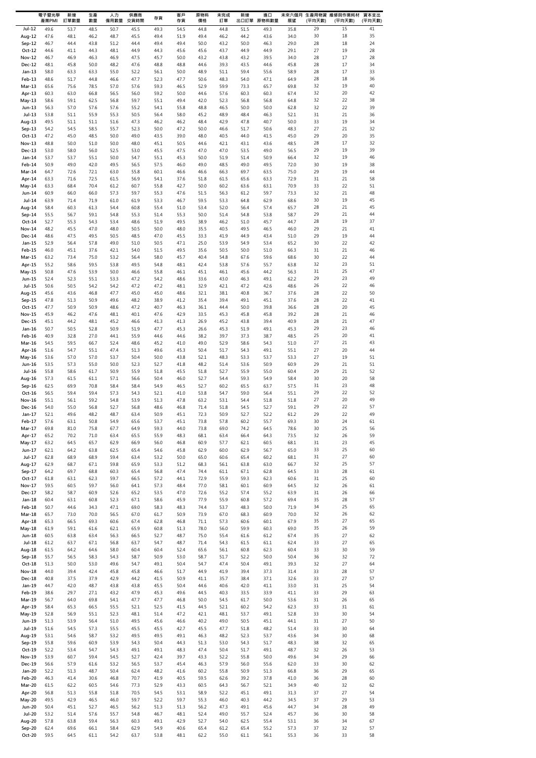| | 電子暨光學產業PMI | 新增訂單數量 | 生產數量 | 人力僱用數量 | 供應商交貨時間 | 存貨 | 客戶存貨 | 原物料價格 | 未完成訂單 | 新增出口訂單 | 進口原物料數量 | 未來六個月展望 | 生產用物資(平均天數) | 維修與作業耗材(平均天數) | 資本支出(平均天數) |
|---|---|---|---|---|---|---|---|---|---|---|---|---|---|---|---|
| Jul-12 | 49.6 | 53.7 | 48.5 | 50.7 | 45.5 | 49.3 | 54.5 | 44.8 | 44.8 | 51.5 | 49.3 | 35.8 | 29 | 15 | 41 |
| Aug-12 | 47.6 | 48.1 | 46.2 | 48.7 | 45.5 | 49.4 | 51.9 | 49.4 | 46.2 | 44.2 | 43.6 | 34.0 | 30 | 18 | 35 |
| Sep-12 | 46.7 | 44.4 | 43.8 | 51.2 | 44.4 | 49.4 | 49.4 | 50.0 | 43.2 | 50.0 | 46.3 | 29.0 | 28 | 18 | 24 |
| Oct-12 | 44.6 | 41.1 | 44.3 | 48.1 | 44.9 | 44.3 | 45.6 | 45.6 | 43.7 | 44.9 | 44.9 | 29.1 | 27 | 19 | 28 |
| Nov-12 | 46.7 | 46.9 | 46.3 | 46.9 | 47.5 | 45.7 | 50.0 | 43.2 | 43.8 | 43.2 | 39.5 | 34.0 | 28 | 17 | 28 |
| Dec-12 | 48.1 | 45.8 | 50.0 | 48.2 | 47.6 | 48.8 | 48.8 | 44.6 | 39.3 | 43.5 | 44.6 | 45.8 | 28 | 17 | 34 |
| Jan-13 | 58.0 | 63.3 | 63.3 | 55.0 | 52.2 | 56.1 | 50.0 | 48.9 | 51.1 | 59.4 | 55.6 | 58.9 | 28 | 17 | 33 |
| Feb-13 | 48.6 | 51.7 | 44.8 | 46.6 | 47.7 | 52.3 | 47.7 | 50.6 | 48.3 | 54.0 | 47.1 | 64.9 | 28 | 18 | 36 |
| Mar-13 | 65.6 | 75.6 | 78.5 | 57.0 | 57.6 | 59.3 | 46.5 | 52.9 | 59.9 | 73.3 | 65.7 | 69.8 | 32 | 19 | 40 |
| Apr-13 | 60.3 | 63.0 | 66.8 | 56.5 | 56.0 | 59.2 | 50.0 | 44.6 | 57.6 | 60.3 | 60.3 | 67.4 | 32 | 20 | 42 |
| May-13 | 58.6 | 59.1 | 62.5 | 56.8 | 59.7 | 55.1 | 49.4 | 42.0 | 52.3 | 56.8 | 56.8 | 64.8 | 32 | 22 | 38 |
| Jun-13 | 56.3 | 57.0 | 57.6 | 57.6 | 55.2 | 54.1 | 55.8 | 48.8 | 46.5 | 50.0 | 50.0 | 62.8 | 32 | 22 | 39 |
| Jul-13 | 53.8 | 51.1 | 55.9 | 55.3 | 50.5 | 56.4 | 58.0 | 45.2 | 48.9 | 48.4 | 46.3 | 52.1 | 31 | 21 | 36 |
| Aug-13 | 49.5 | 51.1 | 51.1 | 51.6 | 47.3 | 46.2 | 46.2 | 48.4 | 42.9 | 47.8 | 40.7 | 50.0 | 33 | 19 | 34 |
| Sep-13 | 54.2 | 54.5 | 58.5 | 55.7 | 52.3 | 50.0 | 47.2 | 50.0 | 46.6 | 51.7 | 50.6 | 48.3 | 27 | 21 | 32 |
| Oct-13 | 47.2 | 45.0 | 48.5 | 50.0 | 49.0 | 43.5 | 39.0 | 48.0 | 40.5 | 44.0 | 41.5 | 45.0 | 29 | 20 | 35 |
| Nov-13 | 48.8 | 50.0 | 51.0 | 50.0 | 48.0 | 45.1 | 50.5 | 44.6 | 42.1 | 43.1 | 43.6 | 48.5 | 28 | 17 | 32 |
| Dec-13 | 53.0 | 58.0 | 56.0 | 52.5 | 53.0 | 45.5 | 47.5 | 47.0 | 47.0 | 53.5 | 49.0 | 56.5 | 29 | 19 | 39 |
| Jan-14 | 53.7 | 53.7 | 55.1 | 50.0 | 54.7 | 55.1 | 45.3 | 50.0 | 51.9 | 51.4 | 50.9 | 66.4 | 32 | 19 | 46 |
| Feb-14 | 50.9 | 49.0 | 42.0 | 49.5 | 56.5 | 57.5 | 46.0 | 49.0 | 48.5 | 49.0 | 49.5 | 72.0 | 30 | 19 | 38 |
| Mar-14 | 64.7 | 72.6 | 72.1 | 63.0 | 55.8 | 60.1 | 46.6 | 46.6 | 66.3 | 69.7 | 63.5 | 75.0 | 29 | 19 | 44 |
| Apr-14 | 63.3 | 71.6 | 72.5 | 61.5 | 56.9 | 54.1 | 37.6 | 51.8 | 61.5 | 65.6 | 63.3 | 72.9 | 31 | 21 | 58 |
| May-14 | 63.3 | 68.4 | 70.4 | 61.2 | 60.7 | 55.8 | 42.7 | 50.0 | 60.2 | 63.6 | 63.1 | 70.9 | 33 | 22 | 51 |
| Jun-14 | 60.9 | 66.0 | 66.0 | 57.3 | 59.7 | 55.3 | 47.6 | 51.5 | 56.3 | 61.2 | 59.7 | 73.3 | 32 | 21 | 48 |
| Jul-14 | 63.9 | 71.4 | 71.9 | 61.0 | 61.9 | 53.3 | 46.7 | 59.5 | 53.3 | 64.8 | 62.9 | 68.6 | 30 | 19 | 45 |
| Aug-14 | 58.4 | 60.3 | 61.3 | 54.4 | 60.8 | 55.4 | 51.0 | 53.4 | 52.0 | 56.4 | 57.4 | 65.7 | 28 | 21 | 45 |
| Sep-14 | 55.5 | 56.7 | 59.1 | 54.8 | 55.3 | 51.4 | 55.3 | 50.0 | 51.4 | 54.8 | 53.8 | 58.7 | 29 | 21 | 44 |
| Oct-14 | 52.7 | 55.3 | 54.3 | 53.4 | 48.6 | 51.9 | 49.5 | 38.9 | 46.2 | 51.0 | 45.7 | 44.7 | 28 | 19 | 37 |
| Nov-14 | 48.2 | 45.5 | 47.0 | 48.0 | 50.5 | 50.0 | 48.0 | 35.5 | 40.5 | 49.5 | 46.5 | 46.0 | 29 | 21 | 41 |
| Dec-14 | 48.6 | 47.5 | 49.5 | 50.5 | 48.5 | 47.0 | 45.5 | 33.3 | 41.9 | 44.9 | 43.4 | 51.0 | 29 | 19 | 44 |
| Jan-15 | 52.9 | 56.4 | 57.8 | 49.0 | 51.0 | 50.5 | 47.1 | 25.0 | 53.9 | 54.9 | 53.4 | 65.2 | 30 | 22 | 42 |
| Feb-15 | 46.0 | 45.1 | 37.6 | 42.1 | 54.0 | 51.5 | 49.5 | 35.6 | 50.5 | 50.0 | 51.0 | 66.3 | 31 | 21 | 46 |
| Mar-15 | 63.2 | 73.4 | 75.0 | 53.2 | 56.4 | 58.0 | 45.7 | 40.4 | 54.8 | 67.6 | 59.6 | 68.6 | 30 | 22 | 44 |
| Apr-15 | 55.2 | 58.6 | 59.5 | 53.8 | 49.5 | 54.8 | 48.1 | 42.4 | 53.8 | 57.6 | 55.7 | 63.8 | 32 | 23 | 51 |
| May-15 | 50.8 | 47.6 | 53.9 | 50.0 | 46.6 | 55.8 | 46.1 | 45.1 | 46.1 | 45.6 | 44.2 | 56.3 | 31 | 25 | 47 |
| Jun-15 | 52.4 | 52.3 | 55.1 | 53.3 | 47.2 | 54.2 | 48.6 | 33.6 | 43.0 | 46.3 | 49.1 | 62.2 | 29 | 23 | 49 |
| Jul-15 | 50.6 | 50.5 | 54.2 | 54.2 | 47.2 | 47.2 | 48.1 | 32.9 | 42.1 | 47.2 | 42.6 | 48.6 | 26 | 22 | 46 |
| Aug-15 | 45.6 | 43.6 | 46.8 | 47.7 | 45.0 | 45.0 | 48.6 | 32.1 | 38.1 | 40.8 | 36.7 | 37.6 | 28 | 22 | 50 |
| Sep-15 | 47.8 | 51.3 | 50.9 | 49.6 | 48.2 | 38.9 | 41.2 | 35.4 | 39.4 | 49.1 | 45.1 | 37.6 | 28 | 22 | 41 |
| Oct-15 | 47.7 | 50.9 | 50.9 | 48.6 | 47.2 | 40.7 | 46.3 | 36.1 | 44.4 | 50.0 | 39.8 | 36.6 | 28 | 20 | 45 |
| Nov-15 | 45.9 | 46.2 | 47.6 | 48.1 | 40.1 | 47.6 | 42.9 | 33.5 | 45.3 | 45.8 | 45.8 | 39.2 | 28 | 21 | 46 |
| Dec-15 | 45.1 | 44.2 | 48.1 | 45.2 | 46.6 | 41.3 | 41.3 | 26.9 | 45.2 | 43.8 | 39.4 | 40.9 | 28 | 21 | 47 |
| Jan-16 | 50.7 | 50.5 | 52.8 | 50.9 | 51.9 | 47.7 | 45.3 | 26.6 | 45.3 | 51.9 | 49.1 | 45.3 | 29 | 23 | 46 |
| Feb-16 | 40.9 | 32.8 | 27.0 | 44.1 | 55.9 | 44.6 | 44.6 | 38.2 | 39.7 | 37.3 | 38.7 | 48.5 | 25 | 20 | 41 |
| Mar-16 | 54.5 | 59.5 | 66.7 | 52.4 | 48.6 | 45.2 | 41.0 | 49.0 | 52.9 | 58.6 | 54.3 | 51.0 | 27 | 21 | 43 |
| Apr-16 | 51.6 | 54.7 | 55.1 | 47.4 | 51.3 | 49.6 | 45.3 | 50.4 | 51.7 | 54.3 | 49.1 | 55.1 | 27 | 20 | 44 |
| May-16 | 53.6 | 57.0 | 57.0 | 53.7 | 50.4 | 50.0 | 43.8 | 52.1 | 48.3 | 53.7 | 53.7 | 53.3 | 27 | 19 | 51 |
| Jun-16 | 53.5 | 57.3 | 55.0 | 50.0 | 52.3 | 52.7 | 41.8 | 48.2 | 51.4 | 53.6 | 50.9 | 60.9 | 29 | 21 | 51 |
| Jul-16 | 55.8 | 58.6 | 61.7 | 50.9 | 55.9 | 51.8 | 45.5 | 51.8 | 52.7 | 55.9 | 55.0 | 60.4 | 29 | 21 | 52 |
| Aug-16 | 57.3 | 61.5 | 61.1 | 57.1 | 56.6 | 50.4 | 46.0 | 52.7 | 54.4 | 59.3 | 54.9 | 58.4 | 30 | 20 | 58 |
| Sep-16 | 62.5 | 69.9 | 70.8 | 58.4 | 58.4 | 54.9 | 46.5 | 52.7 | 60.2 | 65.5 | 63.7 | 57.5 | 31 | 23 | 48 |
| Oct-16 | 56.5 | 59.4 | 59.4 | 57.3 | 54.3 | 52.1 | 41.0 | 53.8 | 54.7 | 59.0 | 56.4 | 55.1 | 29 | 22 | 52 |
| Nov-16 | 55.1 | 56.1 | 59.2 | 54.8 | 53.9 | 51.3 | 47.8 | 63.2 | 53.1 | 54.4 | 51.8 | 51.8 | 27 | 20 | 49 |
| Dec-16 | 54.0 | 55.0 | 56.8 | 52.7 | 56.8 | 48.6 | 46.8 | 71.4 | 51.8 | 54.5 | 52.7 | 59.1 | 29 | 22 | 57 |
| Jan-17 | 52.1 | 49.6 | 48.2 | 48.7 | 63.4 | 50.9 | 45.1 | 72.3 | 50.9 | 52.7 | 52.2 | 61.2 | 29 | 22 | 49 |
| Feb-17 | 57.6 | 63.1 | 50.8 | 54.9 | 65.6 | 53.7 | 45.1 | 73.8 | 57.8 | 60.2 | 55.7 | 69.3 | 30 | 24 | 61 |
| Mar-17 | 69.8 | 81.0 | 75.8 | 67.7 | 64.9 | 59.3 | 44.0 | 73.8 | 69.0 | 74.2 | 64.5 | 78.6 | 30 | 25 | 56 |
| Apr-17 | 65.2 | 70.2 | 71.0 | 63.4 | 65.5 | 55.9 | 48.3 | 68.1 | 63.4 | 66.4 | 64.3 | 73.5 | 32 | 26 | 59 |
| May-17 | 63.2 | 64.5 | 65.7 | 62.9 | 66.9 | 56.0 | 46.8 | 60.9 | 57.7 | 62.1 | 60.5 | 68.1 | 31 | 23 | 45 |
| Jun-17 | 62.1 | 64.2 | 63.8 | 62.5 | 65.4 | 54.6 | 45.8 | 62.9 | 60.0 | 62.9 | 56.7 | 65.0 | 33 | 25 | 60 |
| Jul-17 | 62.8 | 68.9 | 68.9 | 59.4 | 63.4 | 53.2 | 50.0 | 65.0 | 60.6 | 65.4 | 60.2 | 68.1 | 31 | 27 | 60 |
| Aug-17 | 62.9 | 68.7 | 67.1 | 59.8 | 65.9 | 53.3 | 51.2 | 68.3 | 56.1 | 63.8 | 63.0 | 66.7 | 32 | 25 | 57 |
| Sep-17 | 64.2 | 69.7 | 68.8 | 60.3 | 65.4 | 56.8 | 47.4 | 74.4 | 61.1 | 67.1 | 62.8 | 64.5 | 33 | 28 | 61 |
| Oct-17 | 61.8 | 63.1 | 62.3 | 59.7 | 66.5 | 57.2 | 44.1 | 72.9 | 55.9 | 59.3 | 62.3 | 60.6 | 31 | 25 | 60 |
| Nov-17 | 59.5 | 60.5 | 59.7 | 56.0 | 64.1 | 57.3 | 48.4 | 77.0 | 58.1 | 60.1 | 60.9 | 64.5 | 32 | 26 | 61 |
| Dec-17 | 58.2 | 58.7 | 60.9 | 52.6 | 65.2 | 53.5 | 47.0 | 72.6 | 55.2 | 57.4 | 55.2 | 63.9 | 31 | 26 | 66 |
| Jan-18 | 60.4 | 63.1 | 60.8 | 52.3 | 67.1 | 58.6 | 45.9 | 77.9 | 55.9 | 60.8 | 57.2 | 69.4 | 35 | 28 | 57 |
| Feb-18 | 50.7 | 44.6 | 34.3 | 47.1 | 69.0 | 58.3 | 48.3 | 74.4 | 53.7 | 48.3 | 50.0 | 71.9 | 34 | 25 | 65 |
| Mar-18 | 65.7 | 73.0 | 70.0 | 56.5 | 67.0 | 61.7 | 50.9 | 73.9 | 67.0 | 68.3 | 60.9 | 70.0 | 32 | 26 | 62 |
| Apr-18 | 65.3 | 66.5 | 69.3 | 60.6 | 67.4 | 62.8 | 46.8 | 71.1 | 57.3 | 60.6 | 60.1 | 67.9 | 35 | 27 | 65 |
| May-18 | 61.9 | 59.1 | 61.6 | 62.1 | 65.9 | 60.8 | 51.3 | 78.0 | 56.0 | 59.9 | 60.3 | 69.0 | 35 | 26 | 59 |
| Jun-18 | 60.5 | 63.8 | 63.4 | 56.3 | 66.5 | 52.7 | 48.7 | 75.0 | 55.4 | 61.6 | 61.2 | 67.4 | 35 | 27 | 62 |
| Jul-18 | 61.2 | 63.7 | 67.1 | 56.8 | 63.7 | 54.7 | 48.7 | 71.4 | 54.3 | 61.5 | 61.1 | 62.4 | 33 | 27 | 65 |
| Aug-18 | 61.5 | 64.2 | 64.6 | 58.0 | 60.4 | 60.4 | 52.4 | 65.6 | 56.1 | 60.8 | 62.3 | 60.4 | 33 | 30 | 59 |
| Sep-18 | 55.7 | 56.5 | 58.3 | 54.3 | 58.7 | 50.9 | 53.0 | 58.7 | 51.7 | 52.2 | 50.0 | 50.4 | 36 | 32 | 72 |
| Oct-18 | 51.3 | 50.0 | 53.0 | 49.6 | 54.7 | 49.1 | 50.4 | 54.7 | 47.4 | 50.4 | 49.1 | 39.3 | 32 | 27 | 64 |
| Nov-18 | 44.0 | 39.4 | 42.4 | 45.8 | 45.8 | 46.6 | 51.7 | 44.9 | 41.9 | 39.4 | 37.3 | 31.4 | 33 | 28 | 57 |
| Dec-18 | 40.8 | 37.5 | 37.9 | 42.9 | 44.2 | 41.5 | 50.9 | 41.1 | 35.7 | 38.4 | 37.1 | 32.6 | 33 | 27 | 57 |
| Jan-19 | 44.7 | 42.0 | 48.7 | 43.8 | 43.8 | 45.5 | 50.4 | 44.6 | 40.6 | 42.0 | 41.1 | 33.0 | 31 | 25 | 54 |
| Feb-19 | 38.6 | 29.7 | 27.1 | 43.2 | 47.9 | 45.3 | 49.6 | 44.5 | 40.3 | 33.5 | 33.9 | 41.1 | 33 | 29 | 63 |
| Mar-19 | 56.7 | 64.0 | 69.8 | 54.1 | 47.7 | 47.7 | 46.8 | 50.0 | 54.5 | 61.7 | 50.0 | 53.6 | 31 | 26 | 65 |
| Apr-19 | 58.4 | 65.3 | 66.5 | 55.5 | 52.1 | 52.5 | 41.5 | 44.5 | 52.1 | 60.2 | 54.2 | 62.3 | 33 | 31 | 61 |
| May-19 | 52.8 | 56.9 | 55.1 | 52.3 | 48.1 | 51.4 | 47.2 | 42.1 | 48.1 | 53.7 | 49.1 | 52.8 | 33 | 30 | 54 |
| Jun-19 | 51.3 | 53.9 | 56.4 | 51.0 | 49.5 | 45.6 | 46.6 | 40.2 | 49.0 | 50.5 | 45.1 | 44.1 | 31 | 27 | 50 |
| Jul-19 | 51.6 | 54.5 | 57.3 | 55.5 | 45.5 | 45.5 | 42.7 | 45.5 | 47.7 | 51.8 | 48.2 | 51.4 | 33 | 30 | 64 |
| Aug-19 | 53.1 | 54.6 | 58.7 | 53.2 | 49.5 | 49.5 | 49.1 | 46.3 | 48.2 | 52.3 | 53.7 | 43.6 | 34 | 30 | 68 |
| Sep-19 | 55.8 | 59.6 | 60.9 | 53.9 | 54.3 | 50.4 | 44.3 | 51.3 | 53.0 | 54.3 | 51.7 | 48.3 | 38 | 32 | 65 |
| Oct-19 | 52.2 | 53.4 | 54.7 | 54.3 | 49.1 | 49.1 | 48.3 | 47.4 | 50.4 | 51.7 | 49.1 | 48.7 | 32 | 26 | 53 |
| Nov-19 | 53.9 | 60.7 | 59.4 | 54.5 | 52.7 | 42.4 | 39.7 | 43.3 | 52.2 | 55.8 | 50.0 | 49.6 | 34 | 29 | 66 |
| Dec-19 | 56.6 | 57.9 | 61.6 | 53.2 | 56.5 | 53.7 | 45.4 | 46.3 | 57.9 | 56.0 | 55.6 | 62.0 | 33 | 30 | 62 |
| Jan-20 | 52.2 | 51.3 | 48.7 | 50.4 | 62.4 | 48.2 | 41.6 | 60.2 | 55.8 | 50.9 | 51.3 | 66.8 | 36 | 29 | 65 |
| Feb-20 | 46.3 | 41.4 | 30.6 | 46.8 | 70.7 | 41.9 | 40.5 | 59.5 | 62.6 | 39.2 | 37.8 | 41.0 | 36 | 28 | 60 |
| Mar-20 | 61.5 | 62.2 | 60.5 | 54.6 | 77.3 | 52.9 | 43.3 | 60.5 | 64.3 | 56.7 | 52.1 | 34.9 | 40 | 32 | 62 |
| Apr-20 | 56.8 | 51.3 | 55.8 | 51.8 | 70.5 | 54.5 | 53.1 | 58.9 | 52.2 | 45.1 | 49.1 | 31.3 | 37 | 27 | 54 |
| May-20 | 49.5 | 42.9 | 46.5 | 46.0 | 59.7 | 52.2 | 59.7 | 55.3 | 46.0 | 40.3 | 44.2 | 34.5 | 37 | 29 | 53 |
| Jun-20 | 50.4 | 45.1 | 52.7 | 46.5 | 56.2 | 51.3 | 51.3 | 56.2 | 47.3 | 49.1 | 45.6 | 44.7 | 34 | 28 | 49 |
| Jul-20 | 53.2 | 51.4 | 57.6 | 55.7 | 54.8 | 46.7 | 48.1 | 52.4 | 49.0 | 55.7 | 52.4 | 45.7 | 36 | 30 | 58 |
| Aug-20 | 57.8 | 63.8 | 59.4 | 56.3 | 60.3 | 49.1 | 42.9 | 52.7 | 54.0 | 62.5 | 55.4 | 53.1 | 36 | 34 | 67 |
| Sep-20 | 62.4 | 69.6 | 66.1 | 58.4 | 62.9 | 54.9 | 40.6 | 65.4 | 61.2 | 65.4 | 55.2 | 57.3 | 37 | 32 | 57 |
| Oct-20 | 59.5 | 64.5 | 61.1 | 54.2 | 63.7 | 53.8 | 48.1 | 62.2 | 55.0 | 61.1 | 56.1 | 55.3 | 36 | 33 | 58 |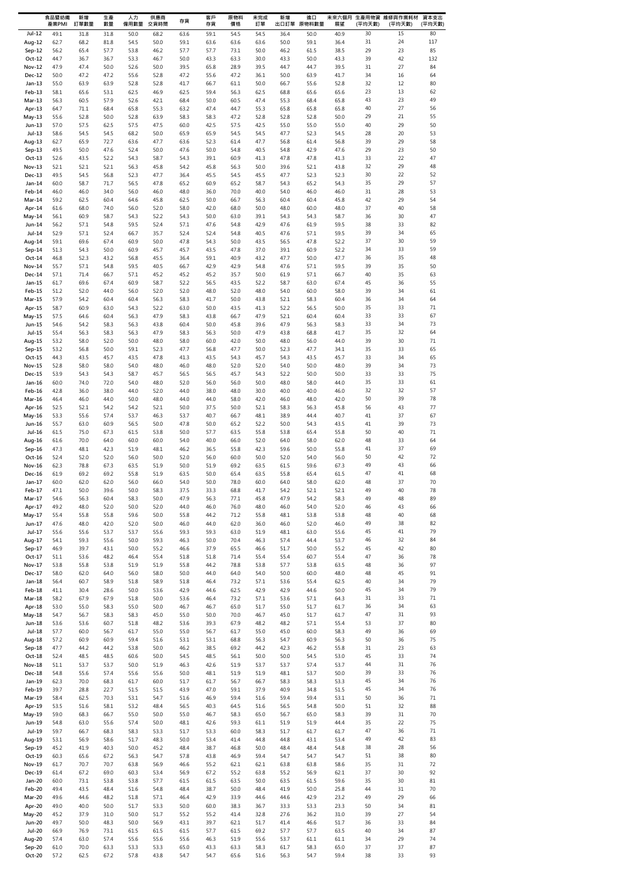| | 食品暨紡織產業PMI | 新增訂單數量 | 生產數量 | 人力僱用數量 | 供應商交貨時間 | 存貨 | 客戶存貨 | 原物料價格 | 未完成訂單 | 新增出口訂單 | 進口原物料數量 | 未來六個月展望 | 生產用物資(平均天數) | 維修與作業耗材(平均天數) | 資本支出(平均天數) |
|---|---|---|---|---|---|---|---|---|---|---|---|---|---|---|---|
| Jul-12 | 49.1 | 31.8 | 31.8 | 50.0 | 68.2 | 63.6 | 59.1 | 54.5 | 54.5 | 36.4 | 50.0 | 40.9 | 30 | 15 | 80 |
| Aug-12 | 62.7 | 68.2 | 81.8 | 54.5 | 50.0 | 59.1 | 63.6 | 63.6 | 63.6 | 50.0 | 59.1 | 36.4 | 31 | 24 | 117 |
| Sep-12 | 56.2 | 65.4 | 57.7 | 53.8 | 46.2 | 57.7 | 57.7 | 73.1 | 50.0 | 46.2 | 61.5 | 38.5 | 29 | 23 | 85 |
| Oct-12 | 44.7 | 36.7 | 36.7 | 53.3 | 46.7 | 50.0 | 43.3 | 63.3 | 30.0 | 43.3 | 50.0 | 43.3 | 39 | 42 | 132 |
| Nov-12 | 47.9 | 47.4 | 50.0 | 52.6 | 50.0 | 39.5 | 65.8 | 28.9 | 39.5 | 44.7 | 44.7 | 39.5 | 31 | 27 | 84 |
| Dec-12 | 50.0 | 47.2 | 47.2 | 55.6 | 52.8 | 47.2 | 55.6 | 47.2 | 36.1 | 50.0 | 63.9 | 41.7 | 34 | 16 | 64 |
| Jan-13 | 55.0 | 63.9 | 63.9 | 52.8 | 52.8 | 41.7 | 66.7 | 61.1 | 50.0 | 66.7 | 55.6 | 52.8 | 32 | 12 | 80 |
| Feb-13 | 58.1 | 65.6 | 53.1 | 62.5 | 46.9 | 62.5 | 59.4 | 56.3 | 62.5 | 68.8 | 65.6 | 65.6 | 23 | 13 | 62 |
| Mar-13 | 56.3 | 60.5 | 57.9 | 52.6 | 42.1 | 68.4 | 50.0 | 60.5 | 47.4 | 55.3 | 68.4 | 65.8 | 43 | 23 | 49 |
| Apr-13 | 64.7 | 71.1 | 68.4 | 65.8 | 55.3 | 63.2 | 47.4 | 44.7 | 55.3 | 65.8 | 65.8 | 65.8 | 40 | 27 | 56 |
| May-13 | 55.6 | 52.8 | 50.0 | 52.8 | 63.9 | 58.3 | 58.3 | 47.2 | 52.8 | 52.8 | 52.8 | 50.0 | 29 | 21 | 55 |
| Jun-13 | 57.0 | 57.5 | 62.5 | 57.5 | 47.5 | 60.0 | 42.5 | 57.5 | 42.5 | 55.0 | 55.0 | 55.0 | 40 | 29 | 50 |
| Jul-13 | 58.6 | 54.5 | 54.5 | 68.2 | 50.0 | 65.9 | 65.9 | 54.5 | 54.5 | 47.7 | 52.3 | 54.5 | 28 | 20 | 53 |
| Aug-13 | 62.7 | 65.9 | 72.7 | 63.6 | 47.7 | 63.6 | 52.3 | 61.4 | 47.7 | 56.8 | 61.4 | 56.8 | 39 | 29 | 58 |
| Sep-13 | 49.5 | 50.0 | 47.6 | 52.4 | 50.0 | 47.6 | 50.0 | 54.8 | 40.5 | 54.8 | 42.9 | 47.6 | 29 | 23 | 50 |
| Oct-13 | 52.6 | 43.5 | 52.2 | 54.3 | 58.7 | 54.3 | 39.1 | 60.9 | 41.3 | 47.8 | 47.8 | 41.3 | 33 | 22 | 47 |
| Nov-13 | 52.1 | 52.1 | 52.1 | 56.3 | 45.8 | 54.2 | 45.8 | 56.3 | 50.0 | 39.6 | 52.1 | 43.8 | 32 | 29 | 48 |
| Dec-13 | 49.5 | 54.5 | 56.8 | 52.3 | 47.7 | 36.4 | 45.5 | 54.5 | 45.5 | 47.7 | 52.3 | 52.3 | 30 | 22 | 52 |
| Jan-14 | 60.0 | 58.7 | 71.7 | 56.5 | 47.8 | 65.2 | 60.9 | 65.2 | 58.7 | 54.3 | 65.2 | 54.3 | 35 | 29 | 57 |
| Feb-14 | 46.0 | 46.0 | 34.0 | 56.0 | 46.0 | 48.0 | 36.0 | 70.0 | 40.0 | 54.0 | 46.0 | 46.0 | 31 | 28 | 53 |
| Mar-14 | 59.2 | 62.5 | 60.4 | 64.6 | 45.8 | 62.5 | 50.0 | 66.7 | 56.3 | 60.4 | 60.4 | 45.8 | 42 | 29 | 54 |
| Apr-14 | 61.6 | 68.0 | 74.0 | 56.0 | 52.0 | 58.0 | 42.0 | 68.0 | 50.0 | 48.0 | 60.0 | 48.0 | 37 | 40 | 58 |
| May-14 | 56.1 | 60.9 | 58.7 | 54.3 | 52.2 | 54.3 | 50.0 | 63.0 | 39.1 | 54.3 | 54.3 | 58.7 | 36 | 30 | 47 |
| Jun-14 | 56.2 | 57.1 | 54.8 | 59.5 | 52.4 | 57.1 | 47.6 | 54.8 | 42.9 | 47.6 | 61.9 | 59.5 | 38 | 33 | 82 |
| Jul-14 | 52.9 | 57.1 | 52.4 | 66.7 | 35.7 | 52.4 | 52.4 | 54.8 | 40.5 | 47.6 | 57.1 | 59.5 | 39 | 34 | 65 |
| Aug-14 | 59.1 | 69.6 | 67.4 | 60.9 | 50.0 | 47.8 | 54.3 | 50.0 | 43.5 | 56.5 | 47.8 | 52.2 | 37 | 30 | 59 |
| Sep-14 | 51.3 | 54.3 | 50.0 | 60.9 | 45.7 | 45.7 | 43.5 | 47.8 | 37.0 | 39.1 | 60.9 | 52.2 | 34 | 33 | 59 |
| Oct-14 | 46.8 | 52.3 | 43.2 | 56.8 | 45.5 | 36.4 | 59.1 | 40.9 | 43.2 | 47.7 | 50.0 | 47.7 | 36 | 35 | 48 |
| Nov-14 | 55.7 | 57.1 | 54.8 | 59.5 | 40.5 | 66.7 | 42.9 | 42.9 | 54.8 | 47.6 | 57.1 | 59.5 | 39 | 35 | 50 |
| Dec-14 | 57.1 | 71.4 | 66.7 | 57.1 | 45.2 | 45.2 | 45.2 | 35.7 | 50.0 | 61.9 | 57.1 | 66.7 | 40 | 35 | 63 |
| Jan-15 | 61.7 | 69.6 | 67.4 | 60.9 | 58.7 | 52.2 | 56.5 | 43.5 | 52.2 | 58.7 | 63.0 | 67.4 | 45 | 36 | 55 |
| Feb-15 | 51.2 | 52.0 | 44.0 | 56.0 | 52.0 | 52.0 | 48.0 | 52.0 | 48.0 | 54.0 | 60.0 | 58.0 | 39 | 34 | 61 |
| Mar-15 | 57.9 | 54.2 | 60.4 | 60.4 | 56.3 | 58.3 | 41.7 | 50.0 | 43.8 | 52.1 | 58.3 | 60.4 | 36 | 34 | 64 |
| Apr-15 | 58.7 | 60.9 | 63.0 | 54.3 | 52.2 | 63.0 | 50.0 | 43.5 | 41.3 | 52.2 | 56.5 | 50.0 | 35 | 33 | 71 |
| May-15 | 57.5 | 64.6 | 60.4 | 56.3 | 47.9 | 58.3 | 43.8 | 66.7 | 47.9 | 52.1 | 60.4 | 60.4 | 33 | 33 | 67 |
| Jun-15 | 54.6 | 54.2 | 58.3 | 56.3 | 43.8 | 60.4 | 50.0 | 45.8 | 39.6 | 47.9 | 56.3 | 58.3 | 33 | 34 | 73 |
| Jul-15 | 55.4 | 56.3 | 58.3 | 56.3 | 47.9 | 58.3 | 56.3 | 50.0 | 47.9 | 43.8 | 68.8 | 41.7 | 35 | 32 | 64 |
| Aug-15 | 53.2 | 58.0 | 52.0 | 50.0 | 48.0 | 58.0 | 60.0 | 42.0 | 50.0 | 48.0 | 56.0 | 44.0 | 39 | 30 | 71 |
| Sep-15 | 53.2 | 56.8 | 50.0 | 59.1 | 52.3 | 47.7 | 56.8 | 47.7 | 50.0 | 52.3 | 47.7 | 34.1 | 35 | 33 | 65 |
| Oct-15 | 44.3 | 43.5 | 45.7 | 43.5 | 47.8 | 41.3 | 43.5 | 54.3 | 45.7 | 54.3 | 43.5 | 45.7 | 33 | 34 | 65 |
| Nov-15 | 52.8 | 58.0 | 58.0 | 54.0 | 48.0 | 46.0 | 48.0 | 52.0 | 52.0 | 54.0 | 50.0 | 48.0 | 39 | 34 | 73 |
| Dec-15 | 53.9 | 54.3 | 54.3 | 58.7 | 45.7 | 56.5 | 56.5 | 45.7 | 54.3 | 52.2 | 50.0 | 50.0 | 33 | 33 | 75 |
| Jan-16 | 60.0 | 74.0 | 72.0 | 54.0 | 48.0 | 52.0 | 56.0 | 56.0 | 50.0 | 48.0 | 58.0 | 44.0 | 35 | 33 | 61 |
| Feb-16 | 42.8 | 36.0 | 38.0 | 44.0 | 52.0 | 44.0 | 38.0 | 48.0 | 30.0 | 40.0 | 40.0 | 46.0 | 32 | 32 | 57 |
| Mar-16 | 46.4 | 46.0 | 44.0 | 50.0 | 48.0 | 44.0 | 44.0 | 58.0 | 42.0 | 46.0 | 48.0 | 42.0 | 50 | 39 | 78 |
| Apr-16 | 52.5 | 52.1 | 54.2 | 54.2 | 52.1 | 50.0 | 37.5 | 50.0 | 52.1 | 58.3 | 56.3 | 45.8 | 56 | 43 | 77 |
| May-16 | 53.3 | 55.6 | 57.4 | 53.7 | 46.3 | 53.7 | 40.7 | 66.7 | 48.1 | 38.9 | 44.4 | 40.7 | 41 | 37 | 67 |
| Jun-16 | 55.7 | 63.0 | 60.9 | 56.5 | 50.0 | 47.8 | 50.0 | 65.2 | 52.2 | 50.0 | 54.3 | 43.5 | 41 | 39 | 73 |
| Jul-16 | 61.5 | 75.0 | 67.3 | 61.5 | 53.8 | 50.0 | 57.7 | 63.5 | 55.8 | 53.8 | 65.4 | 55.8 | 50 | 40 | 71 |
| Aug-16 | 61.6 | 70.0 | 64.0 | 60.0 | 60.0 | 54.0 | 40.0 | 66.0 | 52.0 | 64.0 | 58.0 | 62.0 | 48 | 33 | 64 |
| Sep-16 | 47.3 | 48.1 | 42.3 | 51.9 | 48.1 | 46.2 | 36.5 | 55.8 | 42.3 | 59.6 | 50.0 | 55.8 | 41 | 37 | 69 |
| Oct-16 | 52.4 | 52.0 | 52.0 | 56.0 | 50.0 | 52.0 | 56.0 | 60.0 | 50.0 | 52.0 | 54.0 | 56.0 | 50 | 42 | 72 |
| Nov-16 | 62.3 | 78.8 | 67.3 | 63.5 | 51.9 | 50.0 | 51.9 | 69.2 | 63.5 | 61.5 | 59.6 | 67.3 | 49 | 43 | 66 |
| Dec-16 | 61.9 | 69.2 | 69.2 | 55.8 | 51.9 | 63.5 | 50.0 | 65.4 | 63.5 | 55.8 | 65.4 | 61.5 | 47 | 41 | 68 |
| Jan-17 | 60.0 | 62.0 | 62.0 | 56.0 | 66.0 | 54.0 | 50.0 | 78.0 | 60.0 | 64.0 | 58.0 | 62.0 | 48 | 37 | 70 |
| Feb-17 | 47.1 | 50.0 | 39.6 | 50.0 | 58.3 | 37.5 | 33.3 | 68.8 | 41.7 | 54.2 | 52.1 | 52.1 | 49 | 40 | 78 |
| Mar-17 | 54.6 | 56.3 | 60.4 | 58.3 | 50.0 | 47.9 | 56.3 | 77.1 | 45.8 | 47.9 | 54.2 | 58.3 | 49 | 48 | 89 |
| Apr-17 | 49.2 | 48.0 | 52.0 | 50.0 | 52.0 | 44.0 | 46.0 | 76.0 | 48.0 | 46.0 | 54.0 | 52.0 | 46 | 43 | 66 |
| May-17 | 55.4 | 55.8 | 55.8 | 59.6 | 50.0 | 55.8 | 44.2 | 71.2 | 55.8 | 48.1 | 53.8 | 53.8 | 48 | 40 | 68 |
| Jun-17 | 47.6 | 48.0 | 42.0 | 52.0 | 50.0 | 46.0 | 44.0 | 62.0 | 36.0 | 46.0 | 52.0 | 46.0 | 49 | 38 | 82 |
| Jul-17 | 55.6 | 55.6 | 53.7 | 53.7 | 55.6 | 59.3 | 59.3 | 63.0 | 51.9 | 48.1 | 63.0 | 55.6 | 45 | 41 | 79 |
| Aug-17 | 54.1 | 59.3 | 55.6 | 50.0 | 59.3 | 46.3 | 50.0 | 70.4 | 46.3 | 57.4 | 44.4 | 53.7 | 46 | 32 | 84 |
| Sep-17 | 46.9 | 39.7 | 43.1 | 50.0 | 55.2 | 46.6 | 37.9 | 65.5 | 46.6 | 51.7 | 50.0 | 55.2 | 45 | 42 | 80 |
| Oct-17 | 51.1 | 53.6 | 48.2 | 46.4 | 55.4 | 51.8 | 51.8 | 71.4 | 55.4 | 55.4 | 60.7 | 55.4 | 47 | 36 | 78 |
| Nov-17 | 53.8 | 55.8 | 53.8 | 51.9 | 51.9 | 55.8 | 44.2 | 78.8 | 53.8 | 57.7 | 53.8 | 63.5 | 48 | 36 | 97 |
| Dec-17 | 58.0 | 62.0 | 64.0 | 56.0 | 58.0 | 50.0 | 44.0 | 64.0 | 54.0 | 50.0 | 60.0 | 48.0 | 48 | 45 | 91 |
| Jan-18 | 56.4 | 60.7 | 58.9 | 51.8 | 58.9 | 51.8 | 46.4 | 73.2 | 57.1 | 53.6 | 55.4 | 62.5 | 40 | 34 | 79 |
| Feb-18 | 41.1 | 30.4 | 28.6 | 50.0 | 53.6 | 42.9 | 44.6 | 62.5 | 42.9 | 42.9 | 44.6 | 50.0 | 45 | 34 | 79 |
| Mar-18 | 58.2 | 67.9 | 67.9 | 51.8 | 50.0 | 53.6 | 46.4 | 73.2 | 57.1 | 53.6 | 57.1 | 64.3 | 31 | 33 | 71 |
| Apr-18 | 53.0 | 55.0 | 58.3 | 55.0 | 50.0 | 46.7 | 46.7 | 65.0 | 51.7 | 55.0 | 51.7 | 61.7 | 36 | 34 | 63 |
| May-18 | 54.7 | 56.7 | 58.3 | 58.3 | 45.0 | 55.0 | 50.0 | 70.0 | 46.7 | 45.0 | 51.7 | 61.7 | 47 | 31 | 93 |
| Jun-18 | 53.6 | 53.6 | 60.7 | 51.8 | 48.2 | 53.6 | 39.3 | 67.9 | 48.2 | 48.2 | 57.1 | 55.4 | 53 | 37 | 80 |
| Jul-18 | 57.7 | 60.0 | 56.7 | 61.7 | 55.0 | 55.0 | 56.7 | 61.7 | 55.0 | 45.0 | 60.0 | 58.3 | 49 | 36 | 69 |
| Aug-18 | 57.2 | 60.9 | 60.9 | 59.4 | 51.6 | 53.1 | 53.1 | 68.8 | 56.3 | 54.7 | 60.9 | 56.3 | 50 | 36 | 75 |
| Sep-18 | 47.7 | 44.2 | 44.2 | 53.8 | 50.0 | 46.2 | 38.5 | 69.2 | 44.2 | 42.3 | 46.2 | 55.8 | 31 | 23 | 63 |
| Oct-18 | 52.4 | 48.5 | 48.5 | 60.6 | 50.0 | 54.5 | 48.5 | 56.1 | 50.0 | 50.0 | 54.5 | 53.0 | 45 | 33 | 74 |
| Nov-18 | 51.1 | 53.7 | 53.7 | 50.0 | 51.9 | 46.3 | 42.6 | 51.9 | 53.7 | 53.7 | 57.4 | 53.7 | 44 | 31 | 76 |
| Dec-18 | 54.8 | 55.6 | 57.4 | 55.6 | 55.6 | 50.0 | 48.1 | 51.9 | 51.9 | 48.1 | 53.7 | 50.0 | 39 | 33 | 76 |
| Jan-19 | 62.3 | 70.0 | 68.3 | 61.7 | 60.0 | 51.7 | 61.7 | 56.7 | 66.7 | 58.3 | 58.3 | 53.3 | 45 | 34 | 76 |
| Feb-19 | 39.7 | 28.8 | 22.7 | 51.5 | 51.5 | 43.9 | 47.0 | 59.1 | 37.9 | 40.9 | 34.8 | 51.5 | 45 | 34 | 76 |
| Mar-19 | 58.4 | 62.5 | 70.3 | 53.1 | 54.7 | 51.6 | 46.9 | 59.4 | 51.6 | 59.4 | 59.4 | 53.1 | 50 | 36 | 71 |
| Apr-19 | 53.5 | 51.6 | 58.1 | 53.2 | 48.4 | 56.5 | 40.3 | 64.5 | 51.6 | 56.5 | 54.8 | 50.0 | 51 | 32 | 88 |
| May-19 | 59.0 | 68.3 | 66.7 | 55.0 | 50.0 | 55.0 | 46.7 | 58.3 | 65.0 | 56.7 | 65.0 | 58.3 | 39 | 31 | 70 |
| Jun-19 | 54.8 | 63.0 | 55.6 | 57.4 | 50.0 | 48.1 | 42.6 | 59.3 | 61.1 | 51.9 | 51.9 | 44.4 | 35 | 22 | 75 |
| Jul-19 | 59.7 | 66.7 | 68.3 | 58.3 | 53.3 | 51.7 | 53.3 | 60.0 | 58.3 | 51.7 | 61.7 | 61.7 | 47 | 36 | 71 |
| Aug-19 | 53.1 | 56.9 | 58.6 | 51.7 | 48.3 | 50.0 | 53.4 | 41.4 | 44.8 | 44.8 | 43.1 | 53.4 | 49 | 42 | 83 |
| Sep-19 | 45.2 | 41.9 | 40.3 | 50.0 | 45.2 | 48.4 | 38.7 | 46.8 | 50.0 | 48.4 | 48.4 | 54.8 | 38 | 28 | 56 |
| Oct-19 | 60.3 | 65.6 | 67.2 | 56.3 | 54.7 | 57.8 | 43.8 | 46.9 | 59.4 | 54.7 | 54.7 | 54.7 | 51 | 38 | 80 |
| Nov-19 | 61.7 | 70.7 | 70.7 | 63.8 | 56.9 | 46.6 | 55.2 | 62.1 | 62.1 | 63.8 | 63.8 | 58.6 | 35 | 31 | 72 |
| Dec-19 | 61.4 | 67.2 | 69.0 | 60.3 | 53.4 | 56.9 | 67.2 | 55.2 | 63.8 | 55.2 | 56.9 | 62.1 | 37 | 30 | 92 |
| Jan-20 | 60.0 | 73.1 | 53.8 | 53.8 | 57.7 | 61.5 | 61.5 | 63.5 | 50.0 | 63.5 | 61.5 | 59.6 | 35 | 30 | 81 |
| Feb-20 | 49.4 | 43.5 | 48.4 | 51.6 | 54.8 | 48.4 | 38.7 | 50.0 | 48.4 | 41.9 | 50.0 | 25.8 | 44 | 31 | 70 |
| Mar-20 | 49.6 | 44.6 | 48.2 | 51.8 | 57.1 | 46.4 | 42.9 | 33.9 | 44.6 | 44.6 | 42.9 | 23.2 | 49 | 29 | 66 |
| Apr-20 | 49.0 | 40.0 | 50.0 | 51.7 | 53.3 | 50.0 | 60.0 | 38.3 | 36.7 | 33.3 | 53.3 | 23.3 | 50 | 34 | 81 |
| May-20 | 45.2 | 37.9 | 31.0 | 50.0 | 51.7 | 55.2 | 55.2 | 41.4 | 32.8 | 27.6 | 36.2 | 31.0 | 39 | 27 | 54 |
| Jun-20 | 49.7 | 50.0 | 48.3 | 50.0 | 56.9 | 43.1 | 39.7 | 62.1 | 51.7 | 41.4 | 46.6 | 51.7 | 36 | 33 | 84 |
| Jul-20 | 66.9 | 76.9 | 73.1 | 61.5 | 61.5 | 61.5 | 57.7 | 61.5 | 69.2 | 57.7 | 57.7 | 63.5 | 40 | 34 | 87 |
| Aug-20 | 57.4 | 63.0 | 57.4 | 55.6 | 55.6 | 55.6 | 46.3 | 51.9 | 55.6 | 53.7 | 61.1 | 61.1 | 34 | 29 | 74 |
| Sep-20 | 61.0 | 70.0 | 63.3 | 53.3 | 53.3 | 65.0 | 43.3 | 63.3 | 58.3 | 61.7 | 58.3 | 65.0 | 37 | 37 | 87 |
| Oct-20 | 57.2 | 62.5 | 67.2 | 57.8 | 43.8 | 54.7 | 54.7 | 65.6 | 51.6 | 56.3 | 54.7 | 59.4 | 38 | 33 | 93 |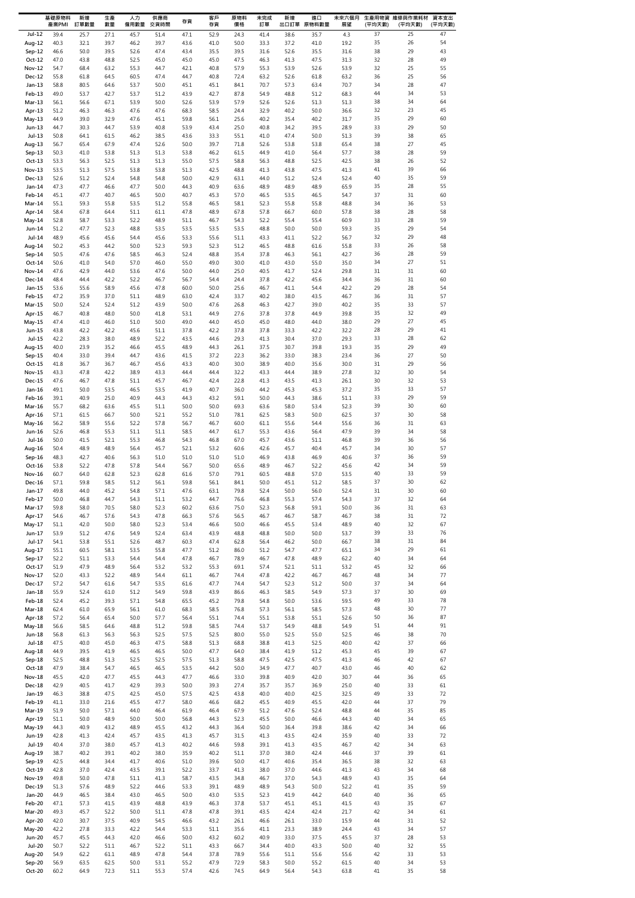| | 基礎原物料產業PMI | 新增訂單數量 | 生產數量 | 人力僱用數量 | 供應商交貨時間 | 存貨 | 客戶存貨 | 原物料價格 | 未完成訂單 | 新增出口訂單 | 進口原物料數量 | 未來六個月展望 | 生產用物資(平均天數) | 維修與作業耗材(平均天數) | 資本支出(平均天數) |
|---|---|---|---|---|---|---|---|---|---|---|---|---|---|---|---|
| Jul-12 | 39.4 | 25.7 | 27.1 | 45.7 | 51.4 | 47.1 | 52.9 | 24.3 | 41.4 | 38.6 | 35.7 | 4.3 | 37 | 25 | 47 |
| Aug-12 | 40.3 | 32.1 | 39.7 | 46.2 | 39.7 | 43.6 | 41.0 | 50.0 | 33.3 | 37.2 | 41.0 | 19.2 | 35 | 26 | 54 |
| Sep-12 | 46.6 | 50.0 | 39.5 | 52.6 | 47.4 | 43.4 | 35.5 | 39.5 | 31.6 | 52.6 | 35.5 | 31.6 | 38 | 29 | 43 |
| Oct-12 | 47.0 | 43.8 | 48.8 | 52.5 | 45.0 | 45.0 | 45.0 | 47.5 | 46.3 | 41.3 | 47.5 | 31.3 | 32 | 28 | 49 |
| Nov-12 | 54.7 | 68.4 | 63.2 | 55.3 | 44.7 | 42.1 | 40.8 | 57.9 | 55.3 | 53.9 | 52.6 | 53.9 | 32 | 25 | 55 |
| Dec-12 | 55.8 | 61.8 | 64.5 | 60.5 | 47.4 | 44.7 | 40.8 | 72.4 | 63.2 | 52.6 | 61.8 | 63.2 | 36 | 25 | 56 |
| Jan-13 | 58.8 | 80.5 | 64.6 | 53.7 | 50.0 | 45.1 | 45.1 | 84.1 | 70.7 | 57.3 | 63.4 | 70.7 | 34 | 28 | 47 |
| Feb-13 | 49.0 | 53.7 | 42.7 | 53.7 | 51.2 | 43.9 | 42.7 | 87.8 | 54.9 | 48.8 | 51.2 | 68.3 | 44 | 34 | 53 |
| Mar-13 | 56.1 | 56.6 | 67.1 | 53.9 | 50.0 | 52.6 | 53.9 | 57.9 | 52.6 | 52.6 | 51.3 | 51.3 | 38 | 34 | 64 |
| Apr-13 | 51.2 | 46.3 | 46.3 | 47.6 | 47.6 | 68.3 | 58.5 | 24.4 | 32.9 | 40.2 | 50.0 | 36.6 | 32 | 23 | 45 |
| May-13 | 44.9 | 39.0 | 32.9 | 47.6 | 45.1 | 59.8 | 56.1 | 25.6 | 40.2 | 35.4 | 40.2 | 31.7 | 35 | 29 | 60 |
| Jun-13 | 44.7 | 30.3 | 44.7 | 53.9 | 40.8 | 53.9 | 43.4 | 25.0 | 40.8 | 34.2 | 39.5 | 28.9 | 33 | 29 | 50 |
| Jul-13 | 50.8 | 64.1 | 61.5 | 46.2 | 38.5 | 43.6 | 33.3 | 55.1 | 41.0 | 47.4 | 50.0 | 51.3 | 39 | 38 | 65 |
| Aug-13 | 56.7 | 65.4 | 67.9 | 47.4 | 52.6 | 50.0 | 39.7 | 71.8 | 52.6 | 53.8 | 53.8 | 65.4 | 38 | 27 | 45 |
| Sep-13 | 50.3 | 41.0 | 53.8 | 51.3 | 51.3 | 53.8 | 46.2 | 61.5 | 44.9 | 41.0 | 56.4 | 57.7 | 38 | 28 | 59 |
| Oct-13 | 53.3 | 56.3 | 52.5 | 51.3 | 51.3 | 55.0 | 57.5 | 58.8 | 56.3 | 48.8 | 52.5 | 42.5 | 38 | 26 | 52 |
| Nov-13 | 53.5 | 51.3 | 57.5 | 53.8 | 53.8 | 51.3 | 42.5 | 48.8 | 41.3 | 43.8 | 47.5 | 41.3 | 41 | 39 | 66 |
| Dec-13 | 52.6 | 51.2 | 52.4 | 54.8 | 54.8 | 50.0 | 42.9 | 63.1 | 44.0 | 51.2 | 52.4 | 52.4 | 40 | 35 | 59 |
| Jan-14 | 47.3 | 47.7 | 46.6 | 47.7 | 50.0 | 44.3 | 40.9 | 63.6 | 48.9 | 48.9 | 48.9 | 65.9 | 35 | 28 | 55 |
| Feb-14 | 45.1 | 47.7 | 40.7 | 46.5 | 50.0 | 40.7 | 45.3 | 57.0 | 46.5 | 53.5 | 46.5 | 54.7 | 37 | 31 | 60 |
| Mar-14 | 55.1 | 59.3 | 55.8 | 53.5 | 51.2 | 55.8 | 46.5 | 58.1 | 52.3 | 55.8 | 55.8 | 48.8 | 34 | 36 | 53 |
| Apr-14 | 58.4 | 67.8 | 64.4 | 51.1 | 61.1 | 47.8 | 48.9 | 67.8 | 57.8 | 66.7 | 60.0 | 57.8 | 38 | 28 | 58 |
| May-14 | 52.8 | 58.7 | 53.3 | 52.2 | 48.9 | 51.1 | 46.7 | 54.3 | 52.2 | 55.4 | 55.4 | 60.9 | 33 | 28 | 59 |
| Jun-14 | 51.2 | 47.7 | 52.3 | 48.8 | 53.5 | 53.5 | 53.5 | 53.5 | 48.8 | 50.0 | 50.0 | 59.3 | 35 | 29 | 54 |
| Jul-14 | 48.9 | 45.6 | 45.6 | 54.4 | 45.6 | 53.3 | 55.6 | 51.1 | 43.3 | 41.1 | 52.2 | 56.7 | 32 | 29 | 48 |
| Aug-14 | 50.2 | 45.3 | 44.2 | 50.0 | 52.3 | 59.3 | 52.3 | 51.2 | 46.5 | 48.8 | 61.6 | 55.8 | 33 | 26 | 58 |
| Sep-14 | 50.5 | 47.6 | 47.6 | 58.5 | 46.3 | 52.4 | 48.8 | 35.4 | 37.8 | 46.3 | 56.1 | 42.7 | 36 | 28 | 59 |
| Oct-14 | 50.6 | 41.0 | 54.0 | 57.0 | 46.0 | 55.0 | 49.0 | 30.0 | 41.0 | 43.0 | 55.0 | 35.0 | 34 | 27 | 51 |
| Nov-14 | 47.6 | 42.9 | 44.0 | 53.6 | 47.6 | 50.0 | 44.0 | 25.0 | 40.5 | 41.7 | 52.4 | 29.8 | 31 | 31 | 60 |
| Dec-14 | 48.4 | 44.4 | 42.2 | 52.2 | 46.7 | 56.7 | 54.4 | 24.4 | 37.8 | 42.2 | 45.6 | 34.4 | 36 | 31 | 60 |
| Jan-15 | 53.6 | 55.6 | 58.9 | 45.6 | 47.8 | 60.0 | 50.0 | 25.6 | 46.7 | 41.1 | 54.4 | 42.2 | 29 | 28 | 54 |
| Feb-15 | 47.2 | 35.9 | 37.0 | 51.1 | 48.9 | 63.0 | 42.4 | 33.7 | 40.2 | 38.0 | 43.5 | 46.7 | 36 | 31 | 57 |
| Mar-15 | 50.0 | 52.4 | 52.4 | 51.2 | 43.9 | 50.0 | 47.6 | 26.8 | 46.3 | 42.7 | 39.0 | 40.2 | 35 | 33 | 57 |
| Apr-15 | 46.7 | 40.8 | 48.0 | 50.0 | 41.8 | 53.1 | 44.9 | 27.6 | 37.8 | 37.8 | 44.9 | 39.8 | 35 | 32 | 49 |
| May-15 | 47.4 | 41.0 | 46.0 | 51.0 | 50.0 | 49.0 | 44.0 | 45.0 | 45.0 | 48.0 | 44.0 | 38.0 | 29 | 27 | 45 |
| Jun-15 | 43.8 | 42.2 | 42.2 | 45.6 | 51.1 | 37.8 | 42.2 | 37.8 | 37.8 | 33.3 | 42.2 | 32.2 | 28 | 29 | 41 |
| Jul-15 | 42.2 | 28.3 | 38.0 | 48.9 | 52.2 | 43.5 | 44.6 | 29.3 | 41.3 | 30.4 | 37.0 | 29.3 | 33 | 28 | 62 |
| Aug-15 | 40.0 | 23.9 | 35.2 | 46.6 | 45.5 | 48.9 | 44.3 | 26.1 | 37.5 | 30.7 | 39.8 | 19.3 | 35 | 29 | 49 |
| Sep-15 | 40.4 | 33.0 | 39.4 | 44.7 | 43.6 | 41.5 | 37.2 | 22.3 | 36.2 | 33.0 | 38.3 | 23.4 | 36 | 27 | 50 |
| Oct-15 | 41.8 | 36.7 | 36.7 | 46.7 | 45.6 | 43.3 | 40.0 | 30.0 | 38.9 | 40.0 | 35.6 | 30.0 | 31 | 29 | 56 |
| Nov-15 | 43.3 | 47.8 | 42.2 | 38.9 | 43.3 | 44.4 | 44.4 | 32.2 | 43.3 | 44.4 | 38.9 | 27.8 | 32 | 30 | 54 |
| Dec-15 | 47.6 | 46.7 | 47.8 | 51.1 | 45.7 | 46.7 | 42.4 | 22.8 | 41.3 | 43.5 | 41.3 | 26.1 | 30 | 32 | 53 |
| Jan-16 | 49.1 | 50.0 | 53.5 | 46.5 | 53.5 | 41.9 | 40.7 | 36.0 | 44.2 | 45.3 | 45.3 | 37.2 | 35 | 33 | 57 |
| Feb-16 | 39.1 | 40.9 | 25.0 | 40.9 | 44.3 | 44.3 | 43.2 | 59.1 | 50.0 | 44.3 | 38.6 | 51.1 | 33 | 29 | 59 |
| Mar-16 | 55.7 | 68.2 | 63.6 | 45.5 | 51.1 | 50.0 | 50.0 | 69.3 | 63.6 | 58.0 | 53.4 | 52.3 | 39 | 30 | 60 |
| Apr-16 | 57.1 | 61.5 | 66.7 | 50.0 | 52.1 | 55.2 | 51.0 | 78.1 | 62.5 | 58.3 | 50.0 | 62.5 | 37 | 30 | 58 |
| May-16 | 56.2 | 58.9 | 55.6 | 52.2 | 57.8 | 56.7 | 46.7 | 60.0 | 61.1 | 55.6 | 54.4 | 55.6 | 36 | 31 | 63 |
| Jun-16 | 52.6 | 46.8 | 55.3 | 51.1 | 51.1 | 58.5 | 44.7 | 61.7 | 55.3 | 43.6 | 56.4 | 47.9 | 39 | 34 | 58 |
| Jul-16 | 50.0 | 41.5 | 52.1 | 55.3 | 46.8 | 54.3 | 46.8 | 67.0 | 45.7 | 43.6 | 51.1 | 46.8 | 39 | 36 | 56 |
| Aug-16 | 50.4 | 48.9 | 48.9 | 56.4 | 45.7 | 52.1 | 53.2 | 60.6 | 42.6 | 45.7 | 40.4 | 45.7 | 34 | 30 | 57 |
| Sep-16 | 48.3 | 42.7 | 40.6 | 56.3 | 51.0 | 51.0 | 51.0 | 51.0 | 46.9 | 43.8 | 46.9 | 40.6 | 37 | 36 | 59 |
| Oct-16 | 53.8 | 52.2 | 47.8 | 57.8 | 54.4 | 56.7 | 50.0 | 65.6 | 48.9 | 46.7 | 52.2 | 45.6 | 42 | 34 | 59 |
| Nov-16 | 60.7 | 64.0 | 62.8 | 52.3 | 62.8 | 61.6 | 57.0 | 79.1 | 60.5 | 48.8 | 57.0 | 53.5 | 40 | 33 | 59 |
| Dec-16 | 57.1 | 59.8 | 58.5 | 51.2 | 56.1 | 59.8 | 56.1 | 84.1 | 50.0 | 45.1 | 51.2 | 58.5 | 37 | 30 | 62 |
| Jan-17 | 49.8 | 44.0 | 45.2 | 54.8 | 57.1 | 47.6 | 63.1 | 79.8 | 52.4 | 50.0 | 56.0 | 52.4 | 31 | 30 | 60 |
| Feb-17 | 50.0 | 46.8 | 44.7 | 54.3 | 51.1 | 53.2 | 44.7 | 76.6 | 46.8 | 55.3 | 57.4 | 54.3 | 37 | 32 | 64 |
| Mar-17 | 59.8 | 58.0 | 70.5 | 58.0 | 52.3 | 60.2 | 63.6 | 75.0 | 52.3 | 56.8 | 59.1 | 50.0 | 36 | 31 | 63 |
| Apr-17 | 54.6 | 46.7 | 57.6 | 54.3 | 47.8 | 66.3 | 57.6 | 56.5 | 46.7 | 46.7 | 58.7 | 46.7 | 38 | 31 | 72 |
| May-17 | 51.1 | 42.0 | 50.0 | 58.0 | 52.3 | 53.4 | 46.6 | 50.0 | 46.6 | 45.5 | 53.4 | 48.9 | 40 | 32 | 67 |
| Jun-17 | 53.9 | 51.2 | 47.6 | 54.9 | 52.4 | 63.4 | 43.9 | 48.8 | 48.8 | 50.0 | 50.0 | 53.7 | 39 | 33 | 76 |
| Jul-17 | 54.1 | 53.8 | 55.1 | 52.6 | 48.7 | 60.3 | 47.4 | 62.8 | 56.4 | 46.2 | 50.0 | 66.7 | 38 | 31 | 84 |
| Aug-17 | 55.1 | 60.5 | 58.1 | 53.5 | 55.8 | 47.7 | 51.2 | 86.0 | 51.2 | 54.7 | 47.7 | 65.1 | 34 | 29 | 61 |
| Sep-17 | 52.2 | 51.1 | 53.3 | 54.4 | 54.4 | 47.8 | 46.7 | 78.9 | 46.7 | 47.8 | 48.9 | 62.2 | 40 | 34 | 64 |
| Oct-17 | 51.9 | 47.9 | 48.9 | 56.4 | 53.2 | 53.2 | 55.3 | 69.1 | 57.4 | 52.1 | 51.1 | 53.2 | 45 | 32 | 66 |
| Nov-17 | 52.0 | 43.3 | 52.2 | 48.9 | 54.4 | 61.1 | 46.7 | 74.4 | 47.8 | 42.2 | 46.7 | 46.7 | 48 | 34 | 77 |
| Dec-17 | 57.2 | 54.7 | 61.6 | 54.7 | 53.5 | 61.6 | 47.7 | 74.4 | 54.7 | 52.3 | 51.2 | 50.0 | 37 | 34 | 64 |
| Jan-18 | 55.9 | 52.4 | 61.0 | 51.2 | 54.9 | 59.8 | 43.9 | 86.6 | 46.3 | 58.5 | 54.9 | 57.3 | 37 | 30 | 69 |
| Feb-18 | 52.4 | 45.2 | 39.3 | 57.1 | 54.8 | 65.5 | 45.2 | 79.8 | 54.8 | 50.0 | 53.6 | 59.5 | 49 | 33 | 78 |
| Mar-18 | 62.4 | 61.0 | 65.9 | 56.1 | 61.0 | 68.3 | 58.5 | 76.8 | 57.3 | 56.1 | 58.5 | 57.3 | 48 | 30 | 77 |
| Apr-18 | 57.2 | 56.4 | 65.4 | 50.0 | 57.7 | 56.4 | 55.1 | 74.4 | 55.1 | 53.8 | 55.1 | 52.6 | 50 | 36 | 87 |
| May-18 | 56.6 | 58.5 | 64.6 | 48.8 | 51.2 | 59.8 | 58.5 | 74.4 | 53.7 | 54.9 | 48.8 | 54.9 | 51 | 44 | 91 |
| Jun-18 | 56.8 | 61.3 | 56.3 | 56.3 | 52.5 | 57.5 | 52.5 | 80.0 | 55.0 | 52.5 | 55.0 | 52.5 | 46 | 38 | 70 |
| Jul-18 | 47.5 | 40.0 | 45.0 | 46.3 | 47.5 | 58.8 | 51.3 | 68.8 | 38.8 | 41.3 | 52.5 | 40.0 | 42 | 37 | 66 |
| Aug-18 | 44.9 | 39.5 | 41.9 | 46.5 | 46.5 | 50.0 | 47.7 | 64.0 | 38.4 | 41.9 | 51.2 | 45.3 | 45 | 39 | 67 |
| Sep-18 | 52.5 | 48.8 | 51.3 | 52.5 | 52.5 | 57.5 | 51.3 | 58.8 | 47.5 | 42.5 | 47.5 | 41.3 | 46 | 42 | 67 |
| Oct-18 | 47.9 | 38.4 | 54.7 | 46.5 | 46.5 | 53.5 | 44.2 | 50.0 | 34.9 | 47.7 | 40.7 | 43.0 | 46 | 40 | 62 |
| Nov-18 | 45.5 | 42.0 | 47.7 | 45.5 | 44.3 | 47.7 | 46.6 | 33.0 | 39.8 | 40.9 | 42.0 | 30.7 | 44 | 36 | 65 |
| Dec-18 | 42.9 | 40.5 | 41.7 | 42.9 | 39.3 | 50.0 | 39.3 | 27.4 | 35.7 | 35.7 | 36.9 | 25.0 | 40 | 33 | 61 |
| Jan-19 | 46.3 | 38.8 | 47.5 | 42.5 | 45.0 | 57.5 | 42.5 | 43.8 | 40.0 | 40.0 | 42.5 | 32.5 | 49 | 33 | 72 |
| Feb-19 | 41.1 | 33.0 | 21.6 | 45.5 | 47.7 | 58.0 | 46.6 | 68.2 | 45.5 | 40.9 | 45.5 | 42.0 | 44 | 37 | 79 |
| Mar-19 | 51.9 | 50.0 | 57.1 | 44.0 | 46.4 | 61.9 | 46.4 | 67.9 | 51.2 | 47.6 | 52.4 | 48.8 | 44 | 35 | 85 |
| Apr-19 | 51.1 | 50.0 | 48.9 | 50.0 | 50.0 | 56.8 | 44.3 | 52.3 | 45.5 | 50.0 | 46.6 | 44.3 | 40 | 34 | 65 |
| May-19 | 44.3 | 40.9 | 43.2 | 48.9 | 45.5 | 43.2 | 44.3 | 36.4 | 50.0 | 36.4 | 39.8 | 38.6 | 42 | 34 | 66 |
| Jun-19 | 42.8 | 41.3 | 42.4 | 45.7 | 43.5 | 41.3 | 45.7 | 31.5 | 41.3 | 43.5 | 42.4 | 35.9 | 40 | 33 | 72 |
| Jul-19 | 40.4 | 37.0 | 38.0 | 45.7 | 41.3 | 40.2 | 44.6 | 59.8 | 39.1 | 41.3 | 43.5 | 46.7 | 42 | 34 | 63 |
| Aug-19 | 38.7 | 40.2 | 39.1 | 40.2 | 38.0 | 35.9 | 40.2 | 51.1 | 37.0 | 38.0 | 42.4 | 44.6 | 37 | 39 | 61 |
| Sep-19 | 42.5 | 44.8 | 34.4 | 41.7 | 40.6 | 51.0 | 39.6 | 50.0 | 41.7 | 40.6 | 35.4 | 36.5 | 38 | 32 | 63 |
| Oct-19 | 42.8 | 37.0 | 42.4 | 43.5 | 39.1 | 52.2 | 33.7 | 41.3 | 38.0 | 37.0 | 44.6 | 41.3 | 43 | 34 | 68 |
| Nov-19 | 49.8 | 50.0 | 47.8 | 51.1 | 41.3 | 58.7 | 43.5 | 34.8 | 46.7 | 37.0 | 54.3 | 48.9 | 43 | 35 | 64 |
| Dec-19 | 51.3 | 57.6 | 48.9 | 52.2 | 44.6 | 53.3 | 39.1 | 48.9 | 48.9 | 54.3 | 50.0 | 52.2 | 41 | 35 | 59 |
| Jan-20 | 44.9 | 46.5 | 38.4 | 43.0 | 46.5 | 50.0 | 43.0 | 53.5 | 52.3 | 41.9 | 44.2 | 64.0 | 40 | 36 | 65 |
| Feb-20 | 47.1 | 57.3 | 41.5 | 43.9 | 48.8 | 43.9 | 46.3 | 37.8 | 53.7 | 45.1 | 45.1 | 41.5 | 43 | 35 | 67 |
| Mar-20 | 49.3 | 45.7 | 52.2 | 50.0 | 51.1 | 47.8 | 47.8 | 39.1 | 43.5 | 42.4 | 42.4 | 21.7 | 42 | 34 | 61 |
| Apr-20 | 42.0 | 30.7 | 37.5 | 40.9 | 54.5 | 46.6 | 43.2 | 26.1 | 46.6 | 26.1 | 33.0 | 15.9 | 44 | 31 | 52 |
| May-20 | 42.2 | 27.8 | 33.3 | 42.2 | 54.4 | 53.3 | 51.1 | 35.6 | 41.1 | 23.3 | 38.9 | 24.4 | 43 | 34 | 57 |
| Jun-20 | 45.7 | 45.5 | 44.3 | 42.0 | 46.6 | 50.0 | 43.2 | 60.2 | 40.9 | 33.0 | 37.5 | 45.5 | 37 | 28 | 53 |
| Jul-20 | 50.7 | 52.2 | 51.1 | 46.7 | 52.2 | 51.1 | 43.3 | 66.7 | 34.4 | 40.0 | 43.3 | 50.0 | 40 | 32 | 55 |
| Aug-20 | 54.9 | 62.2 | 61.1 | 48.9 | 47.8 | 54.4 | 37.8 | 78.9 | 55.6 | 51.1 | 55.6 | 55.6 | 42 | 33 | 53 |
| Sep-20 | 56.9 | 63.5 | 62.5 | 50.0 | 53.1 | 55.2 | 47.9 | 72.9 | 58.3 | 50.0 | 55.2 | 61.5 | 40 | 34 | 53 |
| Oct-20 | 60.2 | 64.9 | 72.3 | 51.1 | 55.3 | 57.4 | 42.6 | 74.5 | 64.9 | 56.4 | 54.3 | 63.8 | 41 | 35 | 58 |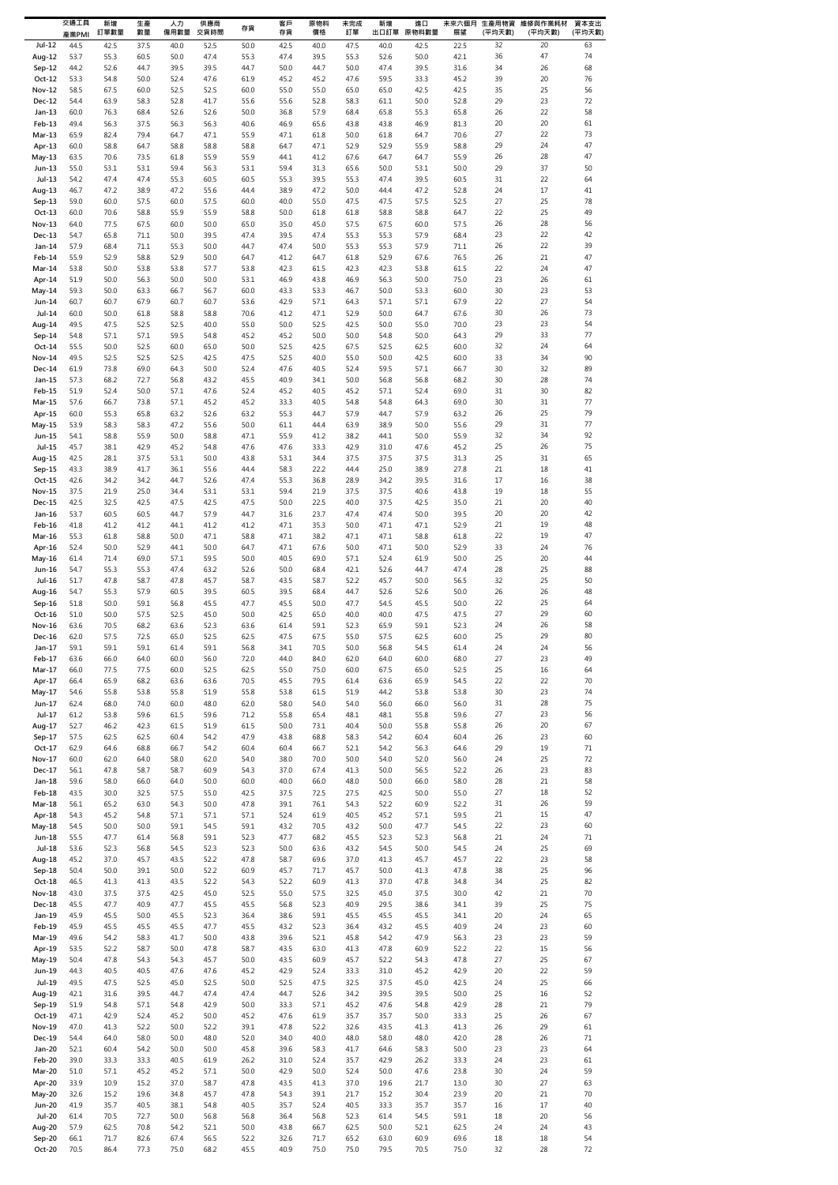| | 交通工具產業PMI | 新增訂單數量 | 生產數量 | 人力僱用數量 | 供應商交貨時間 | 存貨 | 客戶存貨 | 原物料價格 | 未完成訂單 | 新增出口訂單 | 進口原物料數量 | 未來六個月展望 | 生產用物資(平均天數) | 維修與作業耗材(平均天數) | 資本支出(平均天數) |
|---|---|---|---|---|---|---|---|---|---|---|---|---|---|---|---|
| Jul-12 | 44.5 | 42.5 | 37.5 | 40.0 | 52.5 | 50.0 | 42.5 | 40.0 | 47.5 | 40.0 | 42.5 | 22.5 | 32 | 20 | 63 |
| Aug-12 | 53.7 | 55.3 | 60.5 | 50.0 | 47.4 | 55.3 | 47.4 | 39.5 | 55.3 | 52.6 | 50.0 | 42.1 | 36 | 47 | 74 |
| Sep-12 | 44.2 | 52.6 | 44.7 | 39.5 | 39.5 | 44.7 | 50.0 | 44.7 | 50.0 | 47.4 | 39.5 | 31.6 | 34 | 26 | 68 |
| Oct-12 | 53.3 | 54.8 | 50.0 | 52.4 | 47.6 | 61.9 | 45.2 | 45.2 | 47.6 | 59.5 | 33.3 | 45.2 | 39 | 20 | 76 |
| Nov-12 | 58.5 | 67.5 | 60.0 | 52.5 | 52.5 | 60.0 | 55.0 | 55.0 | 65.0 | 65.0 | 42.5 | 42.5 | 35 | 25 | 56 |
| Dec-12 | 54.4 | 63.9 | 58.3 | 52.8 | 41.7 | 55.6 | 55.6 | 52.8 | 58.3 | 61.1 | 50.0 | 52.8 | 29 | 23 | 72 |
| Jan-13 | 60.0 | 76.3 | 68.4 | 52.6 | 52.6 | 50.0 | 36.8 | 57.9 | 68.4 | 65.8 | 55.3 | 65.8 | 26 | 22 | 58 |
| Feb-13 | 49.4 | 56.3 | 37.5 | 56.3 | 56.3 | 40.6 | 46.9 | 65.6 | 43.8 | 43.8 | 46.9 | 81.3 | 20 | 20 | 61 |
| Mar-13 | 65.9 | 82.4 | 79.4 | 64.7 | 47.1 | 55.9 | 47.1 | 61.8 | 50.0 | 61.8 | 64.7 | 70.6 | 27 | 22 | 73 |
| Apr-13 | 60.0 | 58.8 | 64.7 | 58.8 | 58.8 | 58.8 | 64.7 | 47.1 | 52.9 | 52.9 | 55.9 | 58.8 | 29 | 24 | 47 |
| May-13 | 63.5 | 70.6 | 73.5 | 61.8 | 55.9 | 55.9 | 44.1 | 41.2 | 67.6 | 64.7 | 64.7 | 55.9 | 26 | 28 | 47 |
| Jun-13 | 55.0 | 53.1 | 53.1 | 59.4 | 56.3 | 53.1 | 59.4 | 31.3 | 65.6 | 50.0 | 53.1 | 50.0 | 29 | 37 | 50 |
| Jul-13 | 54.2 | 47.4 | 47.4 | 55.3 | 60.5 | 60.5 | 55.3 | 39.5 | 55.3 | 47.4 | 39.5 | 60.5 | 31 | 22 | 64 |
| Aug-13 | 46.7 | 47.2 | 38.9 | 47.2 | 55.6 | 44.4 | 38.9 | 47.2 | 50.0 | 44.4 | 47.2 | 52.8 | 24 | 17 | 41 |
| Sep-13 | 59.0 | 60.0 | 57.5 | 60.0 | 57.5 | 60.0 | 40.0 | 55.0 | 47.5 | 47.5 | 57.5 | 52.5 | 27 | 25 | 78 |
| Oct-13 | 60.0 | 70.6 | 58.8 | 55.9 | 55.9 | 58.8 | 50.0 | 61.8 | 61.8 | 58.8 | 58.8 | 64.7 | 22 | 25 | 49 |
| Nov-13 | 64.0 | 77.5 | 67.5 | 60.0 | 50.0 | 65.0 | 35.0 | 45.0 | 57.5 | 67.5 | 60.0 | 57.5 | 26 | 28 | 56 |
| Dec-13 | 54.7 | 65.8 | 71.1 | 50.0 | 39.5 | 47.4 | 39.5 | 47.4 | 55.3 | 55.3 | 57.9 | 68.4 | 23 | 22 | 42 |
| Jan-14 | 57.9 | 68.4 | 71.1 | 55.3 | 50.0 | 44.7 | 47.4 | 50.0 | 55.3 | 55.3 | 57.9 | 71.1 | 26 | 22 | 39 |
| Feb-14 | 55.9 | 52.9 | 58.8 | 52.9 | 50.0 | 64.7 | 41.2 | 64.7 | 61.8 | 52.9 | 67.6 | 76.5 | 26 | 21 | 47 |
| Mar-14 | 53.8 | 50.0 | 53.8 | 53.8 | 57.7 | 53.8 | 42.3 | 61.5 | 42.3 | 42.3 | 53.8 | 61.5 | 22 | 24 | 47 |
| Apr-14 | 51.9 | 50.0 | 56.3 | 50.0 | 50.0 | 53.1 | 46.9 | 43.8 | 46.9 | 56.3 | 50.0 | 75.0 | 23 | 26 | 61 |
| May-14 | 59.3 | 50.0 | 63.3 | 66.7 | 56.7 | 60.0 | 43.3 | 53.3 | 46.7 | 50.0 | 53.3 | 60.0 | 30 | 23 | 53 |
| Jun-14 | 60.7 | 60.7 | 67.9 | 60.7 | 60.7 | 53.6 | 42.9 | 57.1 | 64.3 | 57.1 | 57.1 | 67.9 | 22 | 27 | 54 |
| Jul-14 | 60.0 | 50.0 | 61.8 | 58.8 | 58.8 | 70.6 | 41.2 | 47.1 | 52.9 | 50.0 | 64.7 | 67.6 | 30 | 26 | 73 |
| Aug-14 | 49.5 | 47.5 | 52.5 | 52.5 | 40.0 | 55.0 | 50.0 | 52.5 | 42.5 | 50.0 | 55.0 | 70.0 | 23 | 23 | 54 |
| Sep-14 | 54.8 | 57.1 | 57.1 | 59.5 | 54.8 | 45.2 | 45.2 | 50.0 | 50.0 | 54.8 | 50.0 | 64.3 | 29 | 33 | 77 |
| Oct-14 | 55.5 | 50.0 | 52.5 | 60.0 | 65.0 | 50.0 | 52.5 | 42.5 | 67.5 | 52.5 | 62.5 | 60.0 | 32 | 24 | 64 |
| Nov-14 | 49.5 | 52.5 | 52.5 | 52.5 | 42.5 | 47.5 | 52.5 | 40.0 | 55.0 | 50.0 | 42.5 | 60.0 | 33 | 34 | 90 |
| Dec-14 | 61.9 | 73.8 | 69.0 | 64.3 | 50.0 | 52.4 | 47.6 | 40.5 | 52.4 | 59.5 | 57.1 | 66.7 | 30 | 32 | 89 |
| Jan-15 | 57.3 | 68.2 | 72.7 | 56.8 | 43.2 | 45.5 | 40.9 | 34.1 | 50.0 | 56.8 | 56.8 | 68.2 | 30 | 28 | 74 |
| Feb-15 | 51.9 | 52.4 | 50.0 | 57.1 | 47.6 | 52.4 | 45.2 | 40.5 | 45.2 | 57.1 | 52.4 | 69.0 | 31 | 30 | 82 |
| Mar-15 | 57.6 | 66.7 | 73.8 | 57.1 | 45.2 | 45.2 | 33.3 | 40.5 | 54.8 | 54.8 | 64.3 | 69.0 | 30 | 31 | 77 |
| Apr-15 | 60.0 | 55.3 | 65.8 | 63.2 | 52.6 | 63.2 | 55.3 | 44.7 | 57.9 | 44.7 | 57.9 | 63.2 | 26 | 25 | 79 |
| May-15 | 53.9 | 58.3 | 58.3 | 47.2 | 55.6 | 50.0 | 61.1 | 44.4 | 63.9 | 38.9 | 50.0 | 55.6 | 29 | 31 | 77 |
| Jun-15 | 54.1 | 58.8 | 55.9 | 50.0 | 58.8 | 47.1 | 55.9 | 41.2 | 38.2 | 44.1 | 50.0 | 55.9 | 32 | 34 | 92 |
| Jul-15 | 45.7 | 38.1 | 42.9 | 45.2 | 54.8 | 47.6 | 47.6 | 33.3 | 42.9 | 31.0 | 47.6 | 45.2 | 25 | 26 | 75 |
| Aug-15 | 42.5 | 28.1 | 37.5 | 53.1 | 50.0 | 43.8 | 53.1 | 34.4 | 37.5 | 37.5 | 37.5 | 31.3 | 25 | 31 | 65 |
| Sep-15 | 43.3 | 38.9 | 41.7 | 36.1 | 55.6 | 44.4 | 58.3 | 22.2 | 44.4 | 25.0 | 38.9 | 27.8 | 21 | 18 | 41 |
| Oct-15 | 42.6 | 34.2 | 34.2 | 44.7 | 52.6 | 47.4 | 55.3 | 36.8 | 28.9 | 34.2 | 39.5 | 31.6 | 17 | 16 | 38 |
| Nov-15 | 37.5 | 21.9 | 25.0 | 34.4 | 53.1 | 53.1 | 59.4 | 21.9 | 37.5 | 37.5 | 40.6 | 43.8 | 19 | 18 | 55 |
| Dec-15 | 42.5 | 32.5 | 42.5 | 47.5 | 42.5 | 47.5 | 50.0 | 22.5 | 40.0 | 37.5 | 42.5 | 35.0 | 21 | 20 | 40 |
| Jan-16 | 53.7 | 60.5 | 60.5 | 44.7 | 57.9 | 44.7 | 31.6 | 23.7 | 47.4 | 47.4 | 50.0 | 39.5 | 20 | 20 | 42 |
| Feb-16 | 41.8 | 41.2 | 41.2 | 44.1 | 41.2 | 41.2 | 47.1 | 35.3 | 50.0 | 47.1 | 47.1 | 52.9 | 21 | 19 | 48 |
| Mar-16 | 55.3 | 61.8 | 58.8 | 50.0 | 47.1 | 58.8 | 47.1 | 38.2 | 47.1 | 47.1 | 58.8 | 61.8 | 22 | 19 | 47 |
| Apr-16 | 52.4 | 50.0 | 52.9 | 44.1 | 50.0 | 64.7 | 47.1 | 67.6 | 50.0 | 47.1 | 50.0 | 52.9 | 33 | 24 | 76 |
| May-16 | 61.4 | 71.4 | 69.0 | 57.1 | 59.5 | 50.0 | 40.5 | 69.0 | 57.1 | 52.4 | 61.9 | 50.0 | 25 | 20 | 44 |
| Jun-16 | 54.7 | 55.3 | 55.3 | 47.4 | 63.2 | 52.6 | 50.0 | 68.4 | 42.1 | 52.6 | 44.7 | 47.4 | 28 | 25 | 88 |
| Jul-16 | 51.7 | 47.8 | 58.7 | 47.8 | 45.7 | 58.7 | 43.5 | 58.7 | 52.2 | 45.7 | 50.0 | 56.5 | 32 | 25 | 50 |
| Aug-16 | 54.7 | 55.3 | 57.9 | 60.5 | 39.5 | 60.5 | 39.5 | 68.4 | 44.7 | 52.6 | 52.6 | 50.0 | 26 | 26 | 48 |
| Sep-16 | 51.8 | 50.0 | 59.1 | 56.8 | 45.5 | 47.7 | 45.5 | 50.0 | 47.7 | 54.5 | 45.5 | 50.0 | 22 | 25 | 64 |
| Oct-16 | 51.0 | 50.0 | 57.5 | 52.5 | 45.0 | 50.0 | 42.5 | 65.0 | 40.0 | 40.0 | 47.5 | 47.5 | 27 | 29 | 60 |
| Nov-16 | 63.6 | 70.5 | 68.2 | 63.6 | 52.3 | 63.6 | 61.4 | 59.1 | 52.3 | 65.9 | 59.1 | 52.3 | 24 | 26 | 58 |
| Dec-16 | 62.0 | 57.5 | 72.5 | 65.0 | 52.5 | 62.5 | 47.5 | 67.5 | 55.0 | 57.5 | 62.5 | 60.0 | 25 | 29 | 80 |
| Jan-17 | 59.1 | 59.1 | 59.1 | 61.4 | 59.1 | 56.8 | 34.1 | 70.5 | 50.0 | 56.8 | 54.5 | 61.4 | 24 | 24 | 56 |
| Feb-17 | 63.6 | 66.0 | 64.0 | 60.0 | 56.0 | 72.0 | 44.0 | 84.0 | 62.0 | 64.0 | 60.0 | 68.0 | 27 | 23 | 49 |
| Mar-17 | 66.0 | 77.5 | 77.5 | 60.0 | 52.5 | 62.5 | 55.0 | 75.0 | 60.0 | 67.5 | 65.0 | 52.5 | 25 | 16 | 64 |
| Apr-17 | 66.4 | 65.9 | 68.2 | 63.6 | 63.6 | 70.5 | 45.5 | 79.5 | 61.4 | 63.6 | 65.9 | 54.5 | 22 | 22 | 70 |
| May-17 | 54.6 | 55.8 | 53.8 | 55.8 | 51.9 | 55.8 | 53.8 | 61.5 | 51.9 | 44.2 | 53.8 | 53.8 | 30 | 23 | 74 |
| Jun-17 | 62.4 | 68.0 | 74.0 | 60.0 | 48.0 | 62.0 | 58.0 | 54.0 | 54.0 | 56.0 | 66.0 | 56.0 | 31 | 28 | 75 |
| Jul-17 | 61.2 | 53.8 | 59.6 | 61.5 | 59.6 | 71.2 | 55.8 | 65.4 | 48.1 | 48.1 | 55.8 | 59.6 | 27 | 23 | 56 |
| Aug-17 | 52.7 | 46.2 | 42.3 | 61.5 | 51.9 | 61.5 | 50.0 | 73.1 | 40.4 | 50.0 | 55.8 | 55.8 | 26 | 20 | 67 |
| Sep-17 | 57.5 | 62.5 | 62.5 | 60.4 | 54.2 | 47.9 | 43.8 | 68.8 | 58.3 | 54.2 | 60.4 | 60.4 | 26 | 23 | 60 |
| Oct-17 | 62.9 | 64.6 | 68.8 | 66.7 | 54.2 | 60.4 | 60.4 | 66.7 | 52.1 | 54.2 | 56.3 | 64.6 | 29 | 19 | 71 |
| Nov-17 | 60.0 | 62.0 | 64.0 | 58.0 | 62.0 | 54.0 | 38.0 | 70.0 | 50.0 | 54.0 | 52.0 | 56.0 | 24 | 25 | 72 |
| Dec-17 | 56.1 | 47.8 | 58.7 | 58.7 | 60.9 | 54.3 | 37.0 | 67.4 | 41.3 | 50.0 | 56.5 | 52.2 | 26 | 23 | 83 |
| Jan-18 | 59.6 | 58.0 | 66.0 | 64.0 | 50.0 | 60.0 | 40.0 | 66.0 | 48.0 | 50.0 | 66.0 | 58.0 | 28 | 21 | 58 |
| Feb-18 | 43.5 | 30.0 | 32.5 | 57.5 | 55.0 | 42.5 | 37.5 | 72.5 | 27.5 | 42.5 | 50.0 | 55.0 | 27 | 18 | 52 |
| Mar-18 | 56.1 | 65.2 | 63.0 | 54.3 | 50.0 | 47.8 | 39.1 | 76.1 | 54.3 | 52.2 | 60.9 | 52.2 | 31 | 26 | 59 |
| Apr-18 | 54.3 | 45.2 | 54.8 | 57.1 | 57.1 | 57.1 | 52.4 | 61.9 | 40.5 | 45.2 | 57.1 | 59.5 | 21 | 15 | 47 |
| May-18 | 54.5 | 50.0 | 50.0 | 59.1 | 54.5 | 59.1 | 43.2 | 70.5 | 43.2 | 50.0 | 47.7 | 54.5 | 22 | 23 | 60 |
| Jun-18 | 55.5 | 47.7 | 61.4 | 56.8 | 59.1 | 52.3 | 47.7 | 68.2 | 45.5 | 52.3 | 52.3 | 56.8 | 21 | 24 | 71 |
| Jul-18 | 53.6 | 52.3 | 56.8 | 54.5 | 52.3 | 52.3 | 50.0 | 63.6 | 43.2 | 54.5 | 50.0 | 54.5 | 24 | 25 | 69 |
| Aug-18 | 45.2 | 37.0 | 45.7 | 43.5 | 52.2 | 47.8 | 58.7 | 69.6 | 37.0 | 41.3 | 45.7 | 45.7 | 22 | 23 | 58 |
| Sep-18 | 50.4 | 50.0 | 39.1 | 50.0 | 52.2 | 60.9 | 45.7 | 71.7 | 45.7 | 50.0 | 41.3 | 47.8 | 38 | 25 | 96 |
| Oct-18 | 46.5 | 41.3 | 41.3 | 43.5 | 52.2 | 54.3 | 52.2 | 60.9 | 41.3 | 37.0 | 47.8 | 34.8 | 34 | 25 | 82 |
| Nov-18 | 43.0 | 37.5 | 37.5 | 42.5 | 45.0 | 52.5 | 55.0 | 57.5 | 32.5 | 45.0 | 37.5 | 30.0 | 42 | 21 | 70 |
| Dec-18 | 45.5 | 47.7 | 40.9 | 47.7 | 45.5 | 45.5 | 56.8 | 52.3 | 40.9 | 29.5 | 38.6 | 34.1 | 39 | 25 | 75 |
| Jan-19 | 45.9 | 45.5 | 50.0 | 45.5 | 52.3 | 36.4 | 38.6 | 59.1 | 45.5 | 45.5 | 45.5 | 34.1 | 20 | 24 | 65 |
| Feb-19 | 45.9 | 45.5 | 45.5 | 45.5 | 47.7 | 45.5 | 43.2 | 52.3 | 36.4 | 43.2 | 45.5 | 40.9 | 24 | 23 | 60 |
| Mar-19 | 49.6 | 54.2 | 58.3 | 41.7 | 50.0 | 43.8 | 39.6 | 52.1 | 45.8 | 54.2 | 47.9 | 56.3 | 23 | 23 | 59 |
| Apr-19 | 53.5 | 52.2 | 58.7 | 50.0 | 47.8 | 58.7 | 43.5 | 63.0 | 41.3 | 47.8 | 60.9 | 52.2 | 22 | 15 | 56 |
| May-19 | 50.4 | 47.8 | 54.3 | 54.3 | 45.7 | 50.0 | 43.5 | 60.9 | 45.7 | 52.2 | 54.3 | 47.8 | 27 | 25 | 67 |
| Jun-19 | 44.3 | 40.5 | 40.5 | 47.6 | 47.6 | 45.2 | 42.9 | 52.4 | 33.3 | 31.0 | 45.2 | 42.9 | 20 | 22 | 59 |
| Jul-19 | 49.5 | 47.5 | 52.5 | 45.0 | 52.5 | 50.0 | 52.5 | 47.5 | 32.5 | 37.5 | 45.0 | 42.5 | 24 | 25 | 66 |
| Aug-19 | 42.1 | 31.6 | 39.5 | 44.7 | 47.4 | 47.4 | 44.7 | 52.6 | 34.2 | 39.5 | 39.5 | 50.0 | 25 | 16 | 52 |
| Sep-19 | 51.9 | 54.8 | 57.1 | 54.8 | 42.9 | 50.0 | 33.3 | 57.1 | 45.2 | 47.6 | 54.8 | 42.9 | 28 | 21 | 79 |
| Oct-19 | 47.1 | 42.9 | 52.4 | 45.2 | 50.0 | 45.2 | 47.6 | 61.9 | 35.7 | 35.7 | 50.0 | 33.3 | 25 | 26 | 67 |
| Nov-19 | 47.0 | 41.3 | 52.2 | 50.0 | 52.2 | 39.1 | 47.8 | 52.2 | 32.6 | 43.5 | 41.3 | 41.3 | 26 | 29 | 61 |
| Dec-19 | 54.4 | 64.0 | 58.0 | 50.0 | 48.0 | 52.0 | 34.0 | 40.0 | 48.0 | 58.0 | 48.0 | 42.0 | 28 | 26 | 71 |
| Jan-20 | 52.1 | 60.4 | 54.2 | 50.0 | 50.0 | 45.8 | 39.6 | 58.3 | 41.7 | 64.6 | 58.3 | 50.0 | 23 | 23 | 64 |
| Feb-20 | 39.0 | 33.3 | 33.3 | 40.5 | 61.9 | 26.2 | 31.0 | 52.4 | 35.7 | 42.9 | 26.2 | 33.3 | 24 | 23 | 61 |
| Mar-20 | 51.0 | 57.1 | 45.2 | 45.2 | 57.1 | 50.0 | 42.9 | 50.0 | 52.4 | 50.0 | 47.6 | 23.8 | 30 | 24 | 59 |
| Apr-20 | 33.9 | 10.9 | 15.2 | 37.0 | 58.7 | 47.8 | 43.5 | 41.3 | 37.0 | 19.6 | 21.7 | 13.0 | 30 | 27 | 63 |
| May-20 | 32.6 | 15.2 | 19.6 | 34.8 | 45.7 | 47.8 | 54.3 | 39.1 | 21.7 | 15.2 | 30.4 | 23.9 | 20 | 21 | 70 |
| Jun-20 | 41.9 | 35.7 | 40.5 | 38.1 | 54.8 | 40.5 | 35.7 | 52.4 | 40.5 | 33.3 | 35.7 | 35.7 | 16 | 17 | 40 |
| Jul-20 | 61.4 | 70.5 | 72.7 | 50.0 | 56.8 | 56.8 | 36.4 | 56.8 | 52.3 | 61.4 | 54.5 | 59.1 | 18 | 20 | 56 |
| Aug-20 | 57.9 | 62.5 | 70.8 | 54.2 | 52.1 | 50.0 | 43.8 | 66.7 | 62.5 | 50.0 | 52.1 | 62.5 | 24 | 24 | 43 |
| Sep-20 | 66.1 | 71.7 | 82.6 | 67.4 | 56.5 | 52.2 | 32.6 | 71.7 | 65.2 | 63.0 | 60.9 | 69.6 | 18 | 18 | 54 |
| Oct-20 | 70.5 | 86.4 | 77.3 | 75.0 | 68.2 | 45.5 | 40.9 | 75.0 | 75.0 | 79.5 | 70.5 | 75.0 | 32 | 28 | 72 |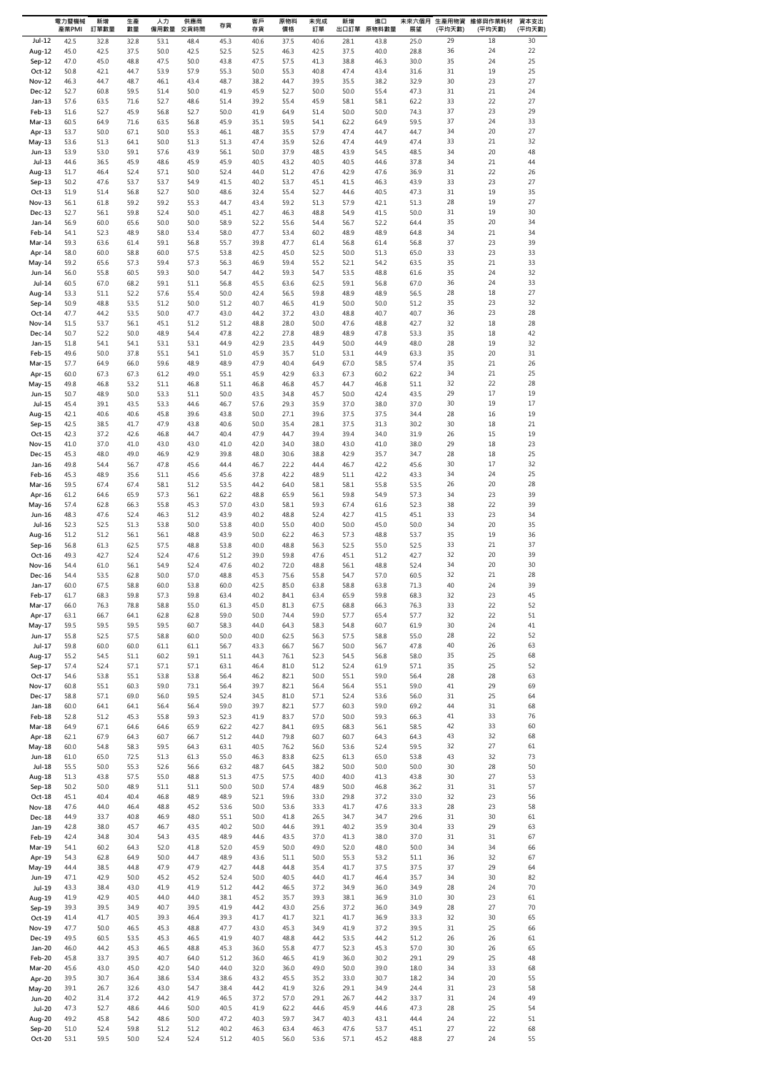| | 電力暨機械產業PMI | 新增訂單數量 | 生產數量 | 人力僱用數量 | 供應商交貨時間 | 存貨 | 客戶存貨 | 原物料價格 | 未完成訂單 | 新增出口訂單 | 進口原物料數量 | 未來六個月展望 | 生產用物資(平均天數) | 維修與作業耗材(平均天數) | 資本支出(平均天數) |
|---|---|---|---|---|---|---|---|---|---|---|---|---|---|---|---|
| Jul-12 | 42.5 | 32.8 | 32.8 | 53.1 | 48.4 | 45.3 | 40.6 | 37.5 | 40.6 | 28.1 | 43.8 | 25.0 | 29 | 18 | 30 |
| Aug-12 | 45.0 | 42.5 | 37.5 | 50.0 | 42.5 | 52.5 | 52.5 | 46.3 | 42.5 | 37.5 | 40.0 | 28.8 | 36 | 24 | 22 |
| Sep-12 | 47.0 | 45.0 | 48.8 | 47.5 | 50.0 | 43.8 | 47.5 | 57.5 | 41.3 | 38.8 | 46.3 | 30.0 | 35 | 24 | 25 |
| Oct-12 | 50.8 | 42.1 | 44.7 | 53.9 | 57.9 | 55.3 | 50.0 | 55.3 | 40.8 | 47.4 | 43.4 | 31.6 | 31 | 19 | 25 |
| Nov-12 | 46.3 | 44.7 | 48.7 | 46.1 | 43.4 | 48.7 | 38.2 | 44.7 | 39.5 | 35.5 | 38.2 | 32.9 | 30 | 23 | 27 |
| Dec-12 | 52.7 | 60.8 | 59.5 | 51.4 | 50.0 | 41.9 | 45.9 | 52.7 | 50.0 | 50.0 | 55.4 | 47.3 | 31 | 21 | 24 |
| Jan-13 | 57.6 | 63.5 | 71.6 | 52.7 | 48.6 | 51.4 | 39.2 | 55.4 | 45.9 | 58.1 | 58.1 | 62.2 | 33 | 22 | 27 |
| Feb-13 | 51.6 | 52.7 | 45.9 | 56.8 | 52.7 | 50.0 | 41.9 | 64.9 | 51.4 | 50.0 | 50.0 | 74.3 | 37 | 23 | 29 |
| Mar-13 | 60.5 | 64.9 | 71.6 | 63.5 | 56.8 | 45.9 | 35.1 | 59.5 | 54.1 | 62.2 | 64.9 | 59.5 | 37 | 24 | 33 |
| Apr-13 | 53.7 | 50.0 | 67.1 | 50.0 | 55.3 | 46.1 | 48.7 | 35.5 | 57.9 | 47.4 | 44.7 | 44.7 | 34 | 20 | 27 |
| May-13 | 53.6 | 51.3 | 64.1 | 50.0 | 51.3 | 51.3 | 47.4 | 35.9 | 52.6 | 47.4 | 44.9 | 47.4 | 33 | 21 | 32 |
| Jun-13 | 53.9 | 53.0 | 59.1 | 57.6 | 43.9 | 56.1 | 50.0 | 37.9 | 48.5 | 43.9 | 54.5 | 48.5 | 34 | 20 | 48 |
| Jul-13 | 44.6 | 36.5 | 45.9 | 48.6 | 45.9 | 45.9 | 40.5 | 43.2 | 40.5 | 40.5 | 44.6 | 37.8 | 34 | 21 | 44 |
| Aug-13 | 51.7 | 46.4 | 52.4 | 57.1 | 50.0 | 52.4 | 44.0 | 51.2 | 47.6 | 42.9 | 47.6 | 36.9 | 31 | 22 | 26 |
| Sep-13 | 50.2 | 47.6 | 53.7 | 53.7 | 54.9 | 41.5 | 40.2 | 53.7 | 45.1 | 41.5 | 46.3 | 43.9 | 33 | 23 | 27 |
| Oct-13 | 51.9 | 51.4 | 56.8 | 52.7 | 50.0 | 48.6 | 32.4 | 55.4 | 52.7 | 44.6 | 40.5 | 47.3 | 31 | 19 | 35 |
| Nov-13 | 56.1 | 61.8 | 59.2 | 59.2 | 55.3 | 44.7 | 43.4 | 59.2 | 51.3 | 57.9 | 42.1 | 51.3 | 28 | 19 | 27 |
| Dec-13 | 52.7 | 56.1 | 59.8 | 52.4 | 50.0 | 45.1 | 42.7 | 46.3 | 48.8 | 54.9 | 41.5 | 50.0 | 31 | 19 | 30 |
| Jan-14 | 56.9 | 60.0 | 65.6 | 50.0 | 50.0 | 58.9 | 52.2 | 55.6 | 54.4 | 56.7 | 52.2 | 64.4 | 35 | 20 | 34 |
| Feb-14 | 54.1 | 52.3 | 48.9 | 58.0 | 53.4 | 58.0 | 47.7 | 53.4 | 60.2 | 48.9 | 48.9 | 64.8 | 34 | 21 | 34 |
| Mar-14 | 59.3 | 63.6 | 61.4 | 59.1 | 56.8 | 55.7 | 39.8 | 47.7 | 61.4 | 56.8 | 61.4 | 56.8 | 37 | 23 | 39 |
| Apr-14 | 58.0 | 60.0 | 58.8 | 60.0 | 57.5 | 53.8 | 42.5 | 45.0 | 52.5 | 50.0 | 51.3 | 65.0 | 33 | 23 | 33 |
| May-14 | 59.2 | 65.6 | 57.3 | 59.4 | 57.3 | 56.3 | 46.9 | 59.4 | 55.2 | 52.1 | 54.2 | 63.5 | 35 | 21 | 33 |
| Jun-14 | 56.0 | 55.8 | 60.5 | 59.3 | 50.0 | 54.7 | 44.2 | 59.3 | 54.7 | 53.5 | 48.8 | 61.6 | 35 | 24 | 32 |
| Jul-14 | 60.5 | 67.0 | 68.2 | 59.1 | 51.1 | 56.8 | 45.5 | 63.6 | 62.5 | 59.1 | 56.8 | 67.0 | 36 | 24 | 33 |
| Aug-14 | 53.3 | 51.1 | 52.2 | 57.6 | 55.4 | 50.0 | 42.4 | 56.5 | 59.8 | 48.9 | 48.9 | 56.5 | 28 | 18 | 27 |
| Sep-14 | 50.9 | 48.8 | 53.5 | 51.2 | 50.0 | 51.2 | 40.7 | 46.5 | 41.9 | 50.0 | 50.0 | 51.2 | 35 | 23 | 32 |
| Oct-14 | 47.7 | 44.2 | 53.5 | 50.0 | 47.7 | 43.0 | 44.2 | 37.2 | 43.0 | 48.8 | 40.7 | 40.7 | 36 | 23 | 28 |
| Nov-14 | 51.5 | 53.7 | 56.1 | 45.1 | 51.2 | 51.2 | 48.8 | 28.0 | 50.0 | 47.6 | 48.8 | 42.7 | 32 | 18 | 28 |
| Dec-14 | 50.7 | 52.2 | 50.0 | 48.9 | 54.4 | 47.8 | 42.2 | 27.8 | 48.9 | 48.9 | 47.8 | 53.3 | 35 | 18 | 42 |
| Jan-15 | 51.8 | 54.1 | 54.1 | 53.1 | 53.1 | 44.9 | 42.9 | 23.5 | 44.9 | 50.0 | 44.9 | 48.0 | 28 | 19 | 32 |
| Feb-15 | 49.6 | 50.0 | 37.8 | 55.1 | 54.1 | 51.0 | 45.9 | 35.7 | 51.0 | 53.1 | 44.9 | 63.3 | 35 | 20 | 31 |
| Mar-15 | 57.7 | 64.9 | 66.0 | 59.6 | 48.9 | 48.9 | 47.9 | 40.4 | 64.9 | 67.0 | 58.5 | 57.4 | 35 | 21 | 26 |
| Apr-15 | 60.0 | 67.3 | 67.3 | 61.2 | 49.0 | 55.1 | 45.9 | 42.9 | 63.3 | 67.3 | 60.2 | 62.2 | 34 | 21 | 25 |
| May-15 | 49.8 | 46.8 | 53.2 | 51.1 | 46.8 | 51.1 | 46.8 | 46.8 | 45.7 | 44.7 | 46.8 | 51.1 | 32 | 22 | 28 |
| Jun-15 | 50.7 | 48.9 | 50.0 | 53.3 | 51.1 | 50.0 | 43.5 | 34.8 | 45.7 | 50.0 | 42.4 | 43.5 | 29 | 17 | 19 |
| Jul-15 | 45.4 | 39.1 | 43.5 | 53.3 | 44.6 | 46.7 | 57.6 | 29.3 | 35.9 | 37.0 | 38.0 | 37.0 | 30 | 19 | 17 |
| Aug-15 | 42.1 | 40.6 | 40.6 | 45.8 | 39.6 | 43.8 | 50.0 | 27.1 | 39.6 | 37.5 | 37.5 | 34.4 | 28 | 16 | 19 |
| Sep-15 | 42.5 | 38.5 | 41.7 | 47.9 | 43.8 | 40.6 | 50.0 | 35.4 | 28.1 | 37.5 | 31.3 | 30.2 | 30 | 18 | 21 |
| Oct-15 | 42.3 | 37.2 | 42.6 | 46.8 | 44.7 | 40.4 | 47.9 | 44.7 | 39.4 | 39.4 | 34.0 | 31.9 | 26 | 15 | 19 |
| Nov-15 | 41.0 | 37.0 | 41.0 | 43.0 | 43.0 | 41.0 | 42.0 | 34.0 | 38.0 | 43.0 | 41.0 | 38.0 | 29 | 18 | 23 |
| Dec-15 | 45.3 | 48.0 | 49.0 | 46.9 | 42.9 | 39.8 | 48.0 | 30.6 | 38.8 | 42.9 | 35.7 | 34.7 | 28 | 18 | 25 |
| Jan-16 | 49.8 | 54.4 | 56.7 | 47.8 | 45.6 | 44.4 | 46.7 | 22.2 | 44.4 | 46.7 | 42.2 | 45.6 | 30 | 17 | 32 |
| Feb-16 | 45.3 | 48.9 | 35.6 | 51.1 | 45.6 | 45.6 | 37.8 | 42.2 | 48.9 | 51.1 | 42.2 | 43.3 | 34 | 24 | 25 |
| Mar-16 | 59.5 | 67.4 | 67.4 | 58.1 | 51.2 | 53.5 | 44.2 | 64.0 | 58.1 | 58.1 | 55.8 | 53.5 | 26 | 20 | 28 |
| Apr-16 | 61.2 | 64.6 | 65.9 | 57.3 | 56.1 | 62.2 | 48.8 | 65.9 | 56.1 | 59.8 | 54.9 | 57.3 | 34 | 23 | 39 |
| May-16 | 57.4 | 62.8 | 66.3 | 55.8 | 45.3 | 57.0 | 43.0 | 58.1 | 59.3 | 67.4 | 61.6 | 52.3 | 38 | 22 | 39 |
| Jun-16 | 48.3 | 47.6 | 52.4 | 46.3 | 51.2 | 43.9 | 40.2 | 48.8 | 52.4 | 42.7 | 41.5 | 45.1 | 33 | 23 | 34 |
| Jul-16 | 52.3 | 52.5 | 51.3 | 53.8 | 50.0 | 53.8 | 40.0 | 55.0 | 40.0 | 50.0 | 45.0 | 50.0 | 34 | 20 | 35 |
| Aug-16 | 51.2 | 51.2 | 56.1 | 56.1 | 48.8 | 43.9 | 50.0 | 62.2 | 46.3 | 57.3 | 48.8 | 53.7 | 35 | 19 | 36 |
| Sep-16 | 56.8 | 61.3 | 62.5 | 57.5 | 48.8 | 53.8 | 40.0 | 48.8 | 56.3 | 52.5 | 55.0 | 52.5 | 33 | 21 | 37 |
| Oct-16 | 49.3 | 42.7 | 52.4 | 52.4 | 47.6 | 51.2 | 39.0 | 59.8 | 47.6 | 45.1 | 51.2 | 42.7 | 32 | 20 | 39 |
| Nov-16 | 54.4 | 61.0 | 56.1 | 54.9 | 52.4 | 47.6 | 40.2 | 72.0 | 48.8 | 56.1 | 48.8 | 52.4 | 34 | 20 | 30 |
| Dec-16 | 54.4 | 53.5 | 62.8 | 50.0 | 57.0 | 48.8 | 45.3 | 75.6 | 55.8 | 54.7 | 57.0 | 60.5 | 32 | 21 | 28 |
| Jan-17 | 60.0 | 67.5 | 58.8 | 60.0 | 53.8 | 60.0 | 42.5 | 85.0 | 63.8 | 58.8 | 63.8 | 71.3 | 40 | 24 | 39 |
| Feb-17 | 61.7 | 68.3 | 59.8 | 57.3 | 59.8 | 63.4 | 40.2 | 84.1 | 63.4 | 65.9 | 59.8 | 68.3 | 32 | 23 | 45 |
| Mar-17 | 66.0 | 76.3 | 78.8 | 58.8 | 55.0 | 61.3 | 45.0 | 81.3 | 67.5 | 68.8 | 66.3 | 76.3 | 33 | 22 | 52 |
| Apr-17 | 63.1 | 66.7 | 64.1 | 62.8 | 62.8 | 59.0 | 50.0 | 74.4 | 59.0 | 57.7 | 65.4 | 57.7 | 32 | 22 | 51 |
| May-17 | 59.5 | 59.5 | 59.5 | 59.5 | 60.7 | 58.3 | 44.0 | 64.3 | 58.3 | 54.8 | 60.7 | 61.9 | 30 | 24 | 41 |
| Jun-17 | 55.8 | 52.5 | 57.5 | 58.8 | 60.0 | 50.0 | 40.0 | 62.5 | 56.3 | 57.5 | 58.8 | 55.0 | 28 | 22 | 52 |
| Jul-17 | 59.8 | 60.0 | 60.0 | 61.1 | 61.1 | 56.7 | 43.3 | 66.7 | 56.7 | 50.0 | 56.7 | 47.8 | 40 | 26 | 63 |
| Aug-17 | 55.2 | 54.5 | 51.1 | 60.2 | 59.1 | 51.1 | 44.3 | 76.1 | 52.3 | 54.5 | 56.8 | 58.0 | 35 | 25 | 68 |
| Sep-17 | 57.4 | 52.4 | 57.1 | 57.1 | 57.1 | 63.1 | 46.4 | 81.0 | 51.2 | 52.4 | 61.9 | 57.1 | 35 | 25 | 52 |
| Oct-17 | 54.6 | 53.8 | 55.1 | 53.8 | 53.8 | 56.4 | 46.2 | 82.1 | 50.0 | 55.1 | 59.0 | 56.4 | 28 | 28 | 63 |
| Nov-17 | 60.8 | 55.1 | 60.3 | 59.0 | 73.1 | 56.4 | 39.7 | 82.1 | 56.4 | 56.4 | 55.1 | 59.0 | 41 | 29 | 69 |
| Dec-17 | 58.8 | 57.1 | 69.0 | 56.0 | 59.5 | 52.4 | 34.5 | 81.0 | 57.1 | 52.4 | 53.6 | 56.0 | 31 | 25 | 64 |
| Jan-18 | 60.0 | 64.1 | 64.1 | 56.4 | 56.4 | 59.0 | 39.7 | 82.1 | 57.7 | 60.3 | 59.0 | 69.2 | 44 | 31 | 68 |
| Feb-18 | 52.8 | 51.2 | 45.3 | 55.8 | 59.3 | 52.3 | 41.9 | 83.7 | 57.0 | 50.0 | 59.3 | 66.3 | 41 | 33 | 76 |
| Mar-18 | 64.9 | 67.1 | 64.6 | 64.6 | 65.9 | 62.2 | 42.7 | 84.1 | 69.5 | 68.3 | 56.1 | 58.5 | 42 | 33 | 60 |
| Apr-18 | 62.1 | 67.9 | 64.3 | 60.7 | 66.7 | 51.2 | 44.0 | 79.8 | 60.7 | 60.7 | 64.3 | 64.3 | 43 | 32 | 68 |
| May-18 | 60.0 | 54.8 | 58.3 | 59.5 | 64.3 | 63.1 | 40.5 | 76.2 | 56.0 | 53.6 | 52.4 | 59.5 | 32 | 27 | 61 |
| Jun-18 | 61.0 | 65.0 | 72.5 | 51.3 | 61.3 | 55.0 | 46.3 | 83.8 | 62.5 | 61.3 | 65.0 | 53.8 | 43 | 32 | 73 |
| Jul-18 | 55.5 | 50.0 | 55.3 | 52.6 | 56.6 | 63.2 | 48.7 | 64.5 | 38.2 | 50.0 | 50.0 | 50.0 | 30 | 28 | 50 |
| Aug-18 | 51.3 | 43.8 | 57.5 | 55.0 | 48.8 | 51.3 | 47.5 | 57.5 | 40.0 | 40.0 | 41.3 | 43.8 | 30 | 27 | 53 |
| Sep-18 | 50.2 | 50.0 | 48.9 | 51.1 | 51.1 | 50.0 | 50.0 | 57.4 | 48.9 | 50.0 | 46.8 | 36.2 | 31 | 31 | 57 |
| Oct-18 | 45.1 | 40.4 | 40.4 | 46.8 | 48.9 | 48.9 | 52.1 | 59.6 | 33.0 | 29.8 | 37.2 | 33.0 | 32 | 23 | 56 |
| Nov-18 | 47.6 | 44.0 | 46.4 | 48.8 | 45.2 | 53.6 | 50.0 | 53.6 | 33.3 | 41.7 | 47.6 | 33.3 | 28 | 23 | 58 |
| Dec-18 | 44.9 | 33.7 | 40.8 | 46.9 | 48.0 | 55.1 | 50.0 | 41.8 | 26.5 | 34.7 | 34.7 | 29.6 | 31 | 30 | 61 |
| Jan-19 | 42.8 | 38.0 | 45.7 | 46.7 | 43.5 | 40.2 | 50.0 | 44.6 | 39.1 | 40.2 | 35.9 | 30.4 | 33 | 29 | 63 |
| Feb-19 | 42.4 | 34.8 | 30.4 | 54.3 | 43.5 | 48.9 | 44.6 | 43.5 | 37.0 | 41.3 | 38.0 | 37.0 | 31 | 31 | 67 |
| Mar-19 | 54.1 | 60.2 | 64.3 | 52.0 | 41.8 | 52.0 | 45.9 | 50.0 | 49.0 | 52.0 | 48.0 | 50.0 | 34 | 34 | 66 |
| Apr-19 | 54.3 | 62.8 | 64.9 | 50.0 | 44.7 | 48.9 | 43.6 | 51.1 | 50.0 | 55.3 | 53.2 | 51.1 | 36 | 32 | 67 |
| May-19 | 44.4 | 38.5 | 44.8 | 47.9 | 47.9 | 42.7 | 44.8 | 44.8 | 35.4 | 41.7 | 37.5 | 37.5 | 37 | 29 | 64 |
| Jun-19 | 47.1 | 42.9 | 50.0 | 45.2 | 45.2 | 52.4 | 50.0 | 40.5 | 44.0 | 41.7 | 46.4 | 35.7 | 34 | 30 | 82 |
| Jul-19 | 43.3 | 38.4 | 43.0 | 41.9 | 41.9 | 51.2 | 44.2 | 46.5 | 37.2 | 34.9 | 36.0 | 34.9 | 28 | 24 | 70 |
| Aug-19 | 41.9 | 42.9 | 40.5 | 44.0 | 44.0 | 38.1 | 45.2 | 35.7 | 39.3 | 38.1 | 36.9 | 31.0 | 30 | 23 | 61 |
| Sep-19 | 39.3 | 39.5 | 34.9 | 40.7 | 39.5 | 41.9 | 44.2 | 43.0 | 25.6 | 37.2 | 36.0 | 34.9 | 28 | 27 | 70 |
| Oct-19 | 41.4 | 41.7 | 40.5 | 39.3 | 46.4 | 39.3 | 41.7 | 41.7 | 32.1 | 41.7 | 36.9 | 33.3 | 32 | 30 | 65 |
| Nov-19 | 47.7 | 50.0 | 46.5 | 45.3 | 48.8 | 47.7 | 43.0 | 45.3 | 34.9 | 41.9 | 37.2 | 39.5 | 31 | 25 | 66 |
| Dec-19 | 49.5 | 60.5 | 53.5 | 45.3 | 46.5 | 41.9 | 40.7 | 48.8 | 44.2 | 53.5 | 44.2 | 51.2 | 26 | 26 | 61 |
| Jan-20 | 46.0 | 44.2 | 45.3 | 46.5 | 48.8 | 45.3 | 36.0 | 55.8 | 47.7 | 52.3 | 45.3 | 57.0 | 30 | 26 | 65 |
| Feb-20 | 45.8 | 33.7 | 39.5 | 40.7 | 64.0 | 51.2 | 36.0 | 46.5 | 41.9 | 36.0 | 30.2 | 29.1 | 29 | 25 | 48 |
| Mar-20 | 45.6 | 43.0 | 45.0 | 42.0 | 54.0 | 44.0 | 32.0 | 36.0 | 49.0 | 50.0 | 39.0 | 18.0 | 34 | 33 | 68 |
| Apr-20 | 39.5 | 30.7 | 36.4 | 38.6 | 53.4 | 38.6 | 43.2 | 45.5 | 35.2 | 33.0 | 30.7 | 18.2 | 34 | 20 | 55 |
| May-20 | 39.1 | 26.7 | 32.6 | 43.0 | 54.7 | 38.4 | 44.2 | 41.9 | 32.6 | 29.1 | 34.9 | 24.4 | 31 | 23 | 58 |
| Jun-20 | 40.2 | 31.4 | 37.2 | 44.2 | 41.9 | 46.5 | 37.2 | 57.0 | 29.1 | 26.7 | 44.2 | 33.7 | 31 | 24 | 49 |
| Jul-20 | 47.3 | 52.7 | 48.6 | 44.6 | 50.0 | 40.5 | 41.9 | 62.2 | 44.6 | 45.9 | 44.6 | 47.3 | 28 | 25 | 54 |
| Aug-20 | 49.2 | 45.8 | 54.2 | 48.6 | 50.0 | 47.2 | 40.3 | 59.7 | 34.7 | 40.3 | 43.1 | 44.4 | 24 | 22 | 51 |
| Sep-20 | 51.0 | 52.4 | 59.8 | 51.2 | 51.2 | 40.2 | 46.3 | 63.4 | 46.3 | 47.6 | 53.7 | 45.1 | 27 | 22 | 68 |
| Oct-20 | 53.1 | 59.5 | 50.0 | 52.4 | 52.4 | 51.2 | 40.5 | 56.0 | 53.6 | 57.1 | 45.2 | 48.8 | 27 | 24 | 55 |